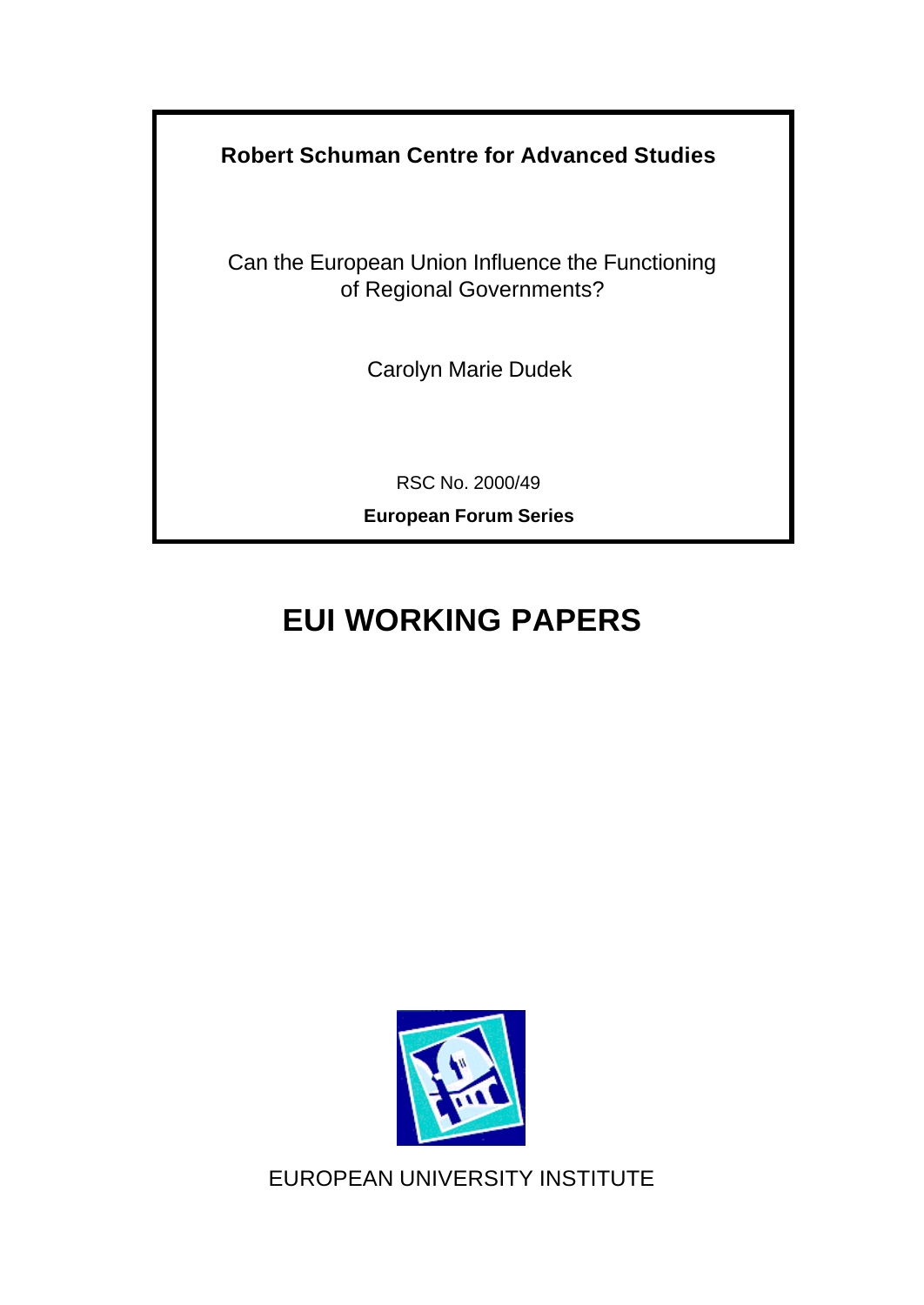**Robert Schuman Centre for Advanced Studies**

Can the European Union Influence the Functioning of Regional Governments?

Carolyn Marie Dudek

RSC No. 2000/49

**European Forum Series**

# EUI WORKING PAPERS

EUROPEAN UNIVERSITY INSTITUTE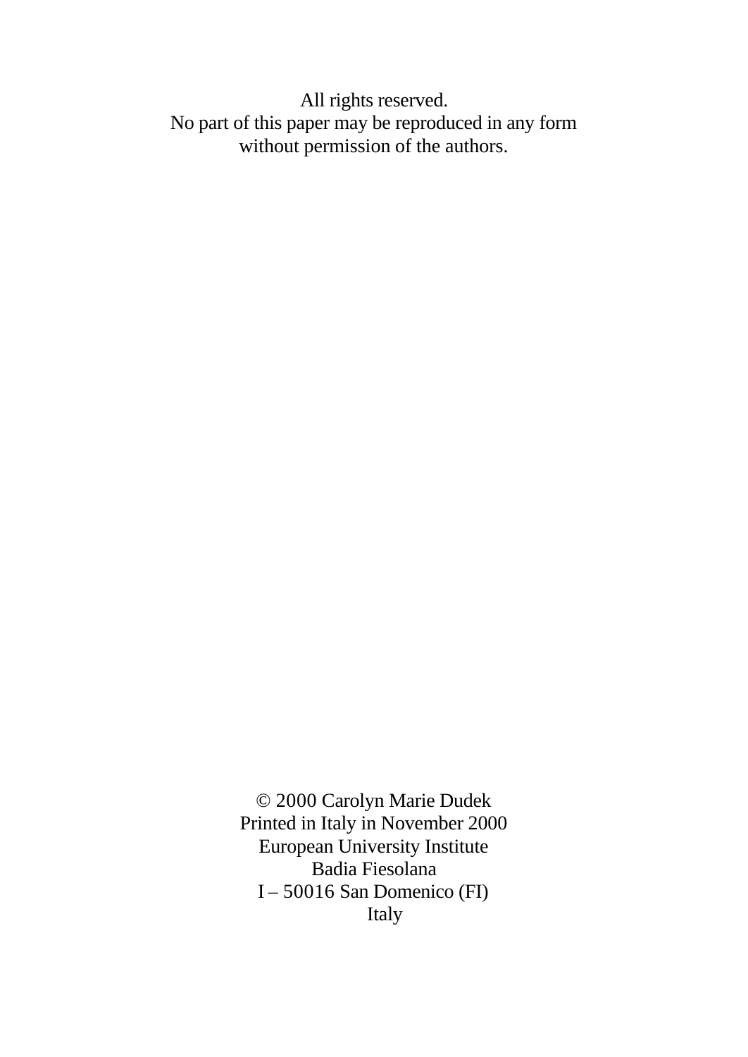All rights reserved.
No part of this paper may be reproduced in any form
without permission of the authors.

© 2000 Carolyn Marie Dudek
Printed in Italy in November 2000
European University Institute
Badia Fiesolana
I – 50016 San Domenico (FI)
Italy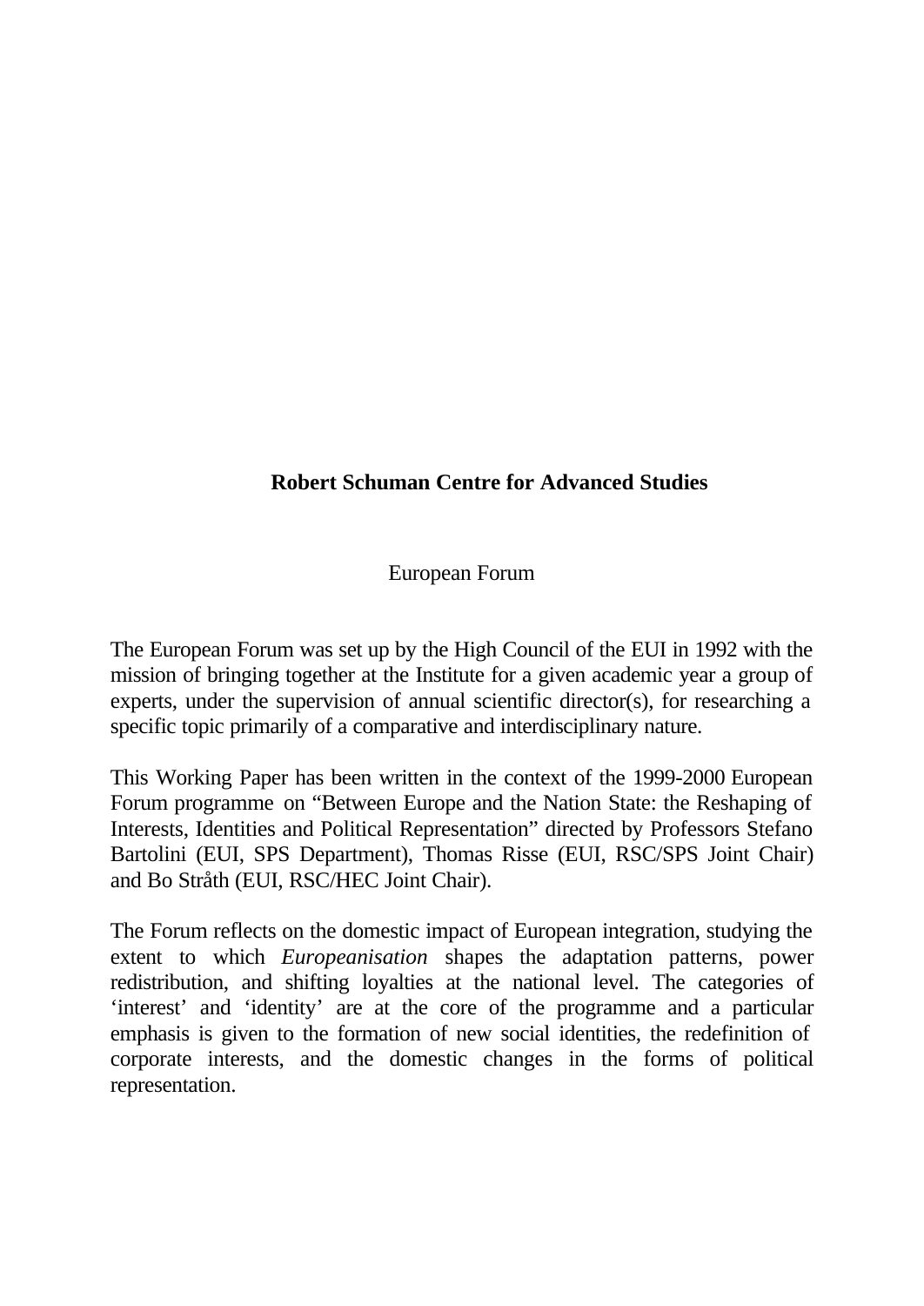**Robert Schuman Centre for Advanced Studies**

European Forum

The European Forum was set up by the High Council of the EUI in 1992 with the mission of bringing together at the Institute for a given academic year a group of experts, under the supervision of annual scientific director(s), for researching a specific topic primarily of a comparative and interdisciplinary nature.

This Working Paper has been written in the context of the 1999-2000 European Forum programme on “Between Europe and the Nation State: the Reshaping of Interests, Identities and Political Representation” directed by Professors Stefano Bartolini (EUI, SPS Department), Thomas Risse (EUI, RSC/SPS Joint Chair) and Bo Stråth (EUI, RSC/HEC Joint Chair).

The Forum reflects on the domestic impact of European integration, studying the extent to which *Europeanisation* shapes the adaptation patterns, power redistribution, and shifting loyalties at the national level. The categories of ‘interest’ and ‘identity’ are at the core of the programme and a particular emphasis is given to the formation of new social identities, the redefinition of corporate interests, and the domestic changes in the forms of political representation.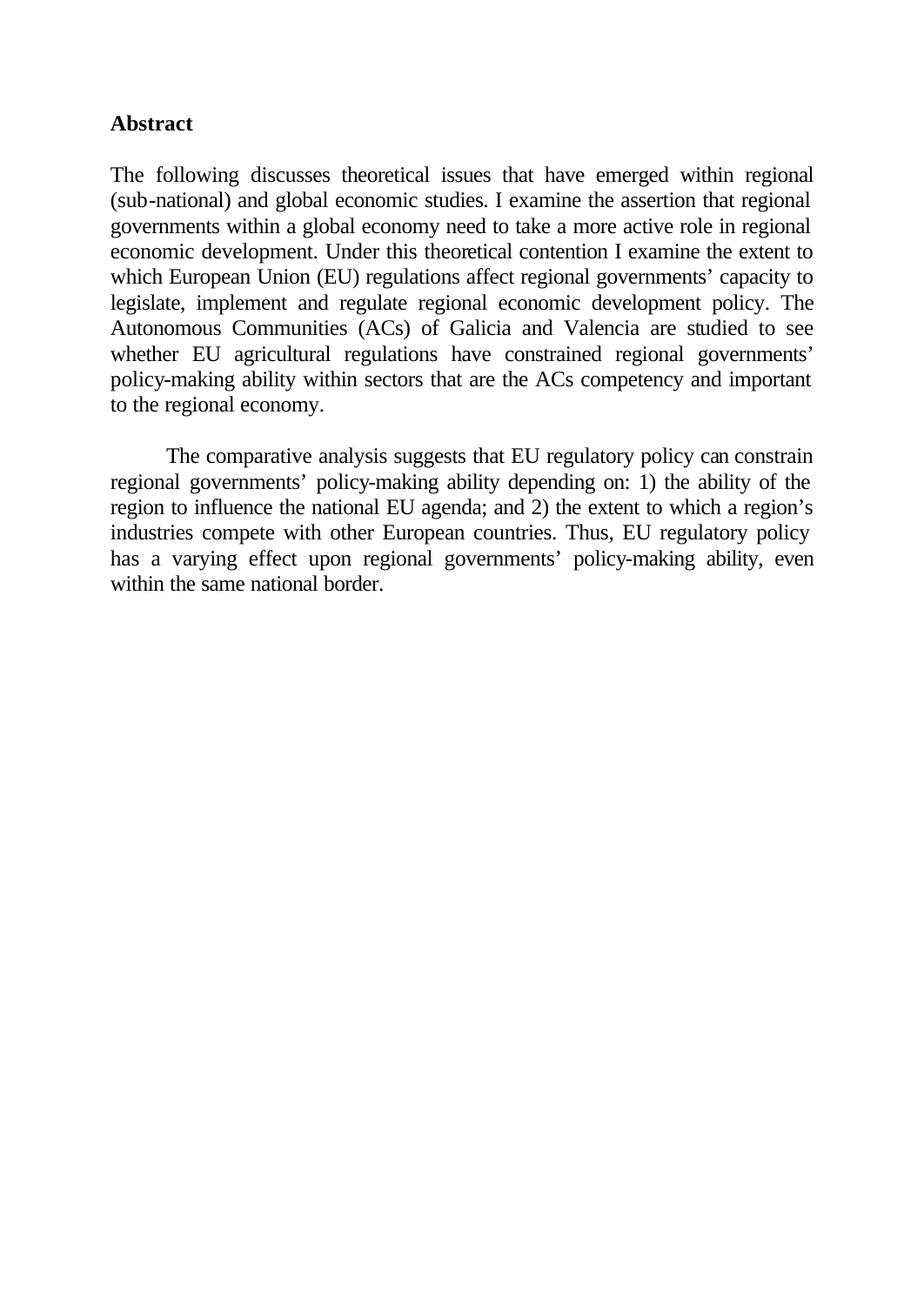## Abstract

The following discusses theoretical issues that have emerged within regional (sub-national) and global economic studies. I examine the assertion that regional governments within a global economy need to take a more active role in regional economic development. Under this theoretical contention I examine the extent to which European Union (EU) regulations affect regional governments' capacity to legislate, implement and regulate regional economic development policy. The Autonomous Communities (ACs) of Galicia and Valencia are studied to see whether EU agricultural regulations have constrained regional governments' policy-making ability within sectors that are the ACs competency and important to the regional economy.

The comparative analysis suggests that EU regulatory policy can constrain regional governments' policy-making ability depending on: 1) the ability of the region to influence the national EU agenda; and 2) the extent to which a region's industries compete with other European countries. Thus, EU regulatory policy has a varying effect upon regional governments' policy-making ability, even within the same national border.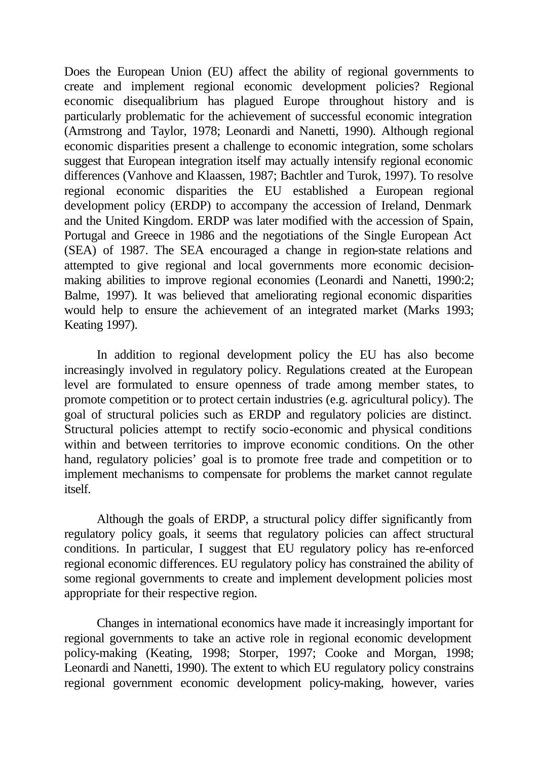Does the European Union (EU) affect the ability of regional governments to create and implement regional economic development policies? Regional economic disequalibrium has plagued Europe throughout history and is particularly problematic for the achievement of successful economic integration (Armstrong and Taylor, 1978; Leonardi and Nanetti, 1990). Although regional economic disparities present a challenge to economic integration, some scholars suggest that European integration itself may actually intensify regional economic differences (Vanhove and Klaassen, 1987; Bachtler and Turok, 1997). To resolve regional economic disparities the EU established a European regional development policy (ERDP) to accompany the accession of Ireland, Denmark and the United Kingdom. ERDP was later modified with the accession of Spain, Portugal and Greece in 1986 and the negotiations of the Single European Act (SEA) of 1987. The SEA encouraged a change in region-state relations and attempted to give regional and local governments more economic decision-making abilities to improve regional economies (Leonardi and Nanetti, 1990:2; Balme, 1997). It was believed that ameliorating regional economic disparities would help to ensure the achievement of an integrated market (Marks 1993; Keating 1997).

In addition to regional development policy the EU has also become increasingly involved in regulatory policy. Regulations created at the European level are formulated to ensure openness of trade among member states, to promote competition or to protect certain industries (e.g. agricultural policy). The goal of structural policies such as ERDP and regulatory policies are distinct. Structural policies attempt to rectify socio-economic and physical conditions within and between territories to improve economic conditions. On the other hand, regulatory policies' goal is to promote free trade and competition or to implement mechanisms to compensate for problems the market cannot regulate itself.

Although the goals of ERDP, a structural policy differ significantly from regulatory policy goals, it seems that regulatory policies can affect structural conditions. In particular, I suggest that EU regulatory policy has re-enforced regional economic differences. EU regulatory policy has constrained the ability of some regional governments to create and implement development policies most appropriate for their respective region.

Changes in international economics have made it increasingly important for regional governments to take an active role in regional economic development policy-making (Keating, 1998; Storper, 1997; Cooke and Morgan, 1998; Leonardi and Nanetti, 1990). The extent to which EU regulatory policy constrains regional government economic development policy-making, however, varies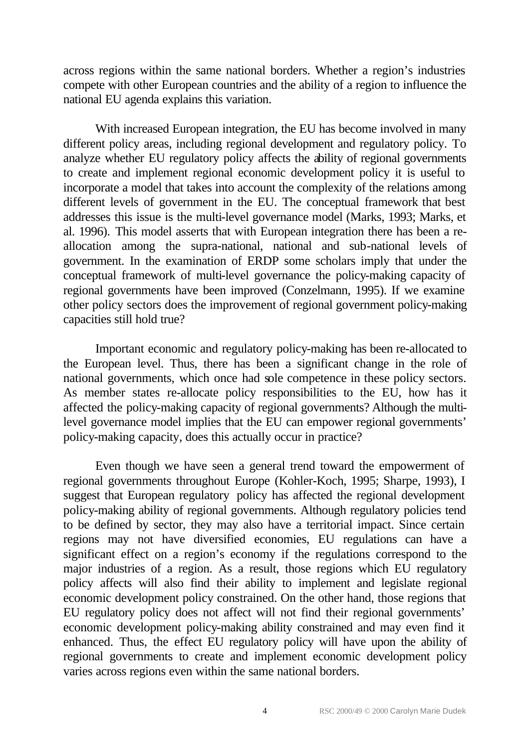across regions within the same national borders. Whether a region's industries compete with other European countries and the ability of a region to influence the national EU agenda explains this variation.

With increased European integration, the EU has become involved in many different policy areas, including regional development and regulatory policy. To analyze whether EU regulatory policy affects the ability of regional governments to create and implement regional economic development policy it is useful to incorporate a model that takes into account the complexity of the relations among different levels of government in the EU. The conceptual framework that best addresses this issue is the multi-level governance model (Marks, 1993; Marks, et al. 1996). This model asserts that with European integration there has been a re-allocation among the supra-national, national and sub-national levels of government. In the examination of ERDP some scholars imply that under the conceptual framework of multi-level governance the policy-making capacity of regional governments have been improved (Conzelmann, 1995). If we examine other policy sectors does the improvement of regional government policy-making capacities still hold true?

Important economic and regulatory policy-making has been re-allocated to the European level. Thus, there has been a significant change in the role of national governments, which once had sole competence in these policy sectors. As member states re-allocate policy responsibilities to the EU, how has it affected the policy-making capacity of regional governments? Although the multi-level governance model implies that the EU can empower regional governments' policy-making capacity, does this actually occur in practice?

Even though we have seen a general trend toward the empowerment of regional governments throughout Europe (Kohler-Koch, 1995; Sharpe, 1993), I suggest that European regulatory policy has affected the regional development policy-making ability of regional governments. Although regulatory policies tend to be defined by sector, they may also have a territorial impact. Since certain regions may not have diversified economies, EU regulations can have a significant effect on a region's economy if the regulations correspond to the major industries of a region. As a result, those regions which EU regulatory policy affects will also find their ability to implement and legislate regional economic development policy constrained. On the other hand, those regions that EU regulatory policy does not affect will not find their regional governments' economic development policy-making ability constrained and may even find it enhanced. Thus, the effect EU regulatory policy will have upon the ability of regional governments to create and implement economic development policy varies across regions even within the same national borders.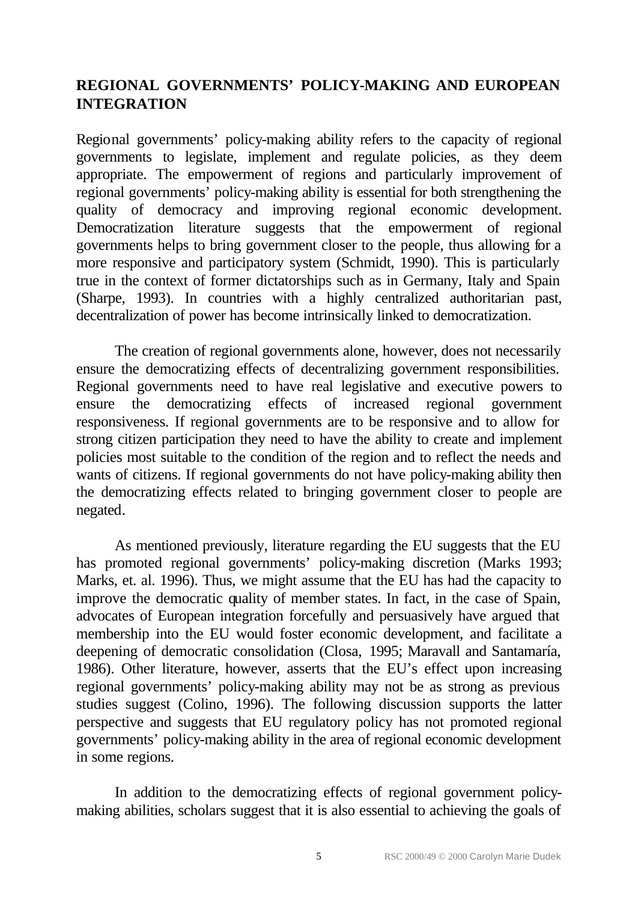## REGIONAL GOVERNMENTS' POLICY-MAKING AND EUROPEAN INTEGRATION

Regional governments' policy-making ability refers to the capacity of regional governments to legislate, implement and regulate policies, as they deem appropriate. The empowerment of regions and particularly improvement of regional governments' policy-making ability is essential for both strengthening the quality of democracy and improving regional economic development. Democratization literature suggests that the empowerment of regional governments helps to bring government closer to the people, thus allowing for a more responsive and participatory system (Schmidt, 1990). This is particularly true in the context of former dictatorships such as in Germany, Italy and Spain (Sharpe, 1993). In countries with a highly centralized authoritarian past, decentralization of power has become intrinsically linked to democratization.

The creation of regional governments alone, however, does not necessarily ensure the democratizing effects of decentralizing government responsibilities. Regional governments need to have real legislative and executive powers to ensure the democratizing effects of increased regional government responsiveness. If regional governments are to be responsive and to allow for strong citizen participation they need to have the ability to create and implement policies most suitable to the condition of the region and to reflect the needs and wants of citizens. If regional governments do not have policy-making ability then the democratizing effects related to bringing government closer to people are negated.

As mentioned previously, literature regarding the EU suggests that the EU has promoted regional governments' policy-making discretion (Marks 1993; Marks, et. al. 1996). Thus, we might assume that the EU has had the capacity to improve the democratic quality of member states. In fact, in the case of Spain, advocates of European integration forcefully and persuasively have argued that membership into the EU would foster economic development, and facilitate a deepening of democratic consolidation (Closa, 1995; Maravall and Santamaría, 1986). Other literature, however, asserts that the EU's effect upon increasing regional governments' policy-making ability may not be as strong as previous studies suggest (Colino, 1996). The following discussion supports the latter perspective and suggests that EU regulatory policy has not promoted regional governments' policy-making ability in the area of regional economic development in some regions.

In addition to the democratizing effects of regional government policy-making abilities, scholars suggest that it is also essential to achieving the goals of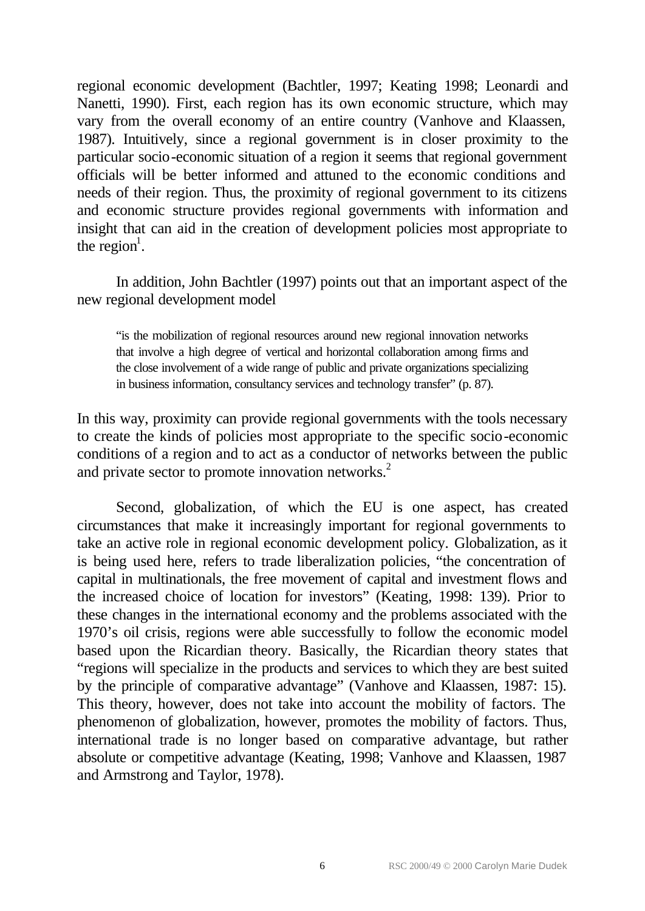regional economic development (Bachtler, 1997; Keating 1998; Leonardi and Nanetti, 1990). First, each region has its own economic structure, which may vary from the overall economy of an entire country (Vanhove and Klaassen, 1987). Intuitively, since a regional government is in closer proximity to the particular socio-economic situation of a region it seems that regional government officials will be better informed and attuned to the economic conditions and needs of their region. Thus, the proximity of regional government to its citizens and economic structure provides regional governments with information and insight that can aid in the creation of development policies most appropriate to the region[1].

In addition, John Bachtler (1997) points out that an important aspect of the new regional development model

> "is the mobilization of regional resources around new regional innovation networks that involve a high degree of vertical and horizontal collaboration among firms and the close involvement of a wide range of public and private organizations specializing in business information, consultancy services and technology transfer" (p. 87).

In this way, proximity can provide regional governments with the tools necessary to create the kinds of policies most appropriate to the specific socio-economic conditions of a region and to act as a conductor of networks between the public and private sector to promote innovation networks.[2]

Second, globalization, of which the EU is one aspect, has created circumstances that make it increasingly important for regional governments to take an active role in regional economic development policy. Globalization, as it is being used here, refers to trade liberalization policies, "the concentration of capital in multinationals, the free movement of capital and investment flows and the increased choice of location for investors" (Keating, 1998: 139). Prior to these changes in the international economy and the problems associated with the 1970's oil crisis, regions were able successfully to follow the economic model based upon the Ricardian theory. Basically, the Ricardian theory states that "regions will specialize in the products and services to which they are best suited by the principle of comparative advantage" (Vanhove and Klaassen, 1987: 15). This theory, however, does not take into account the mobility of factors. The phenomenon of globalization, however, promotes the mobility of factors. Thus, international trade is no longer based on comparative advantage, but rather absolute or competitive advantage (Keating, 1998; Vanhove and Klaassen, 1987 and Armstrong and Taylor, 1978).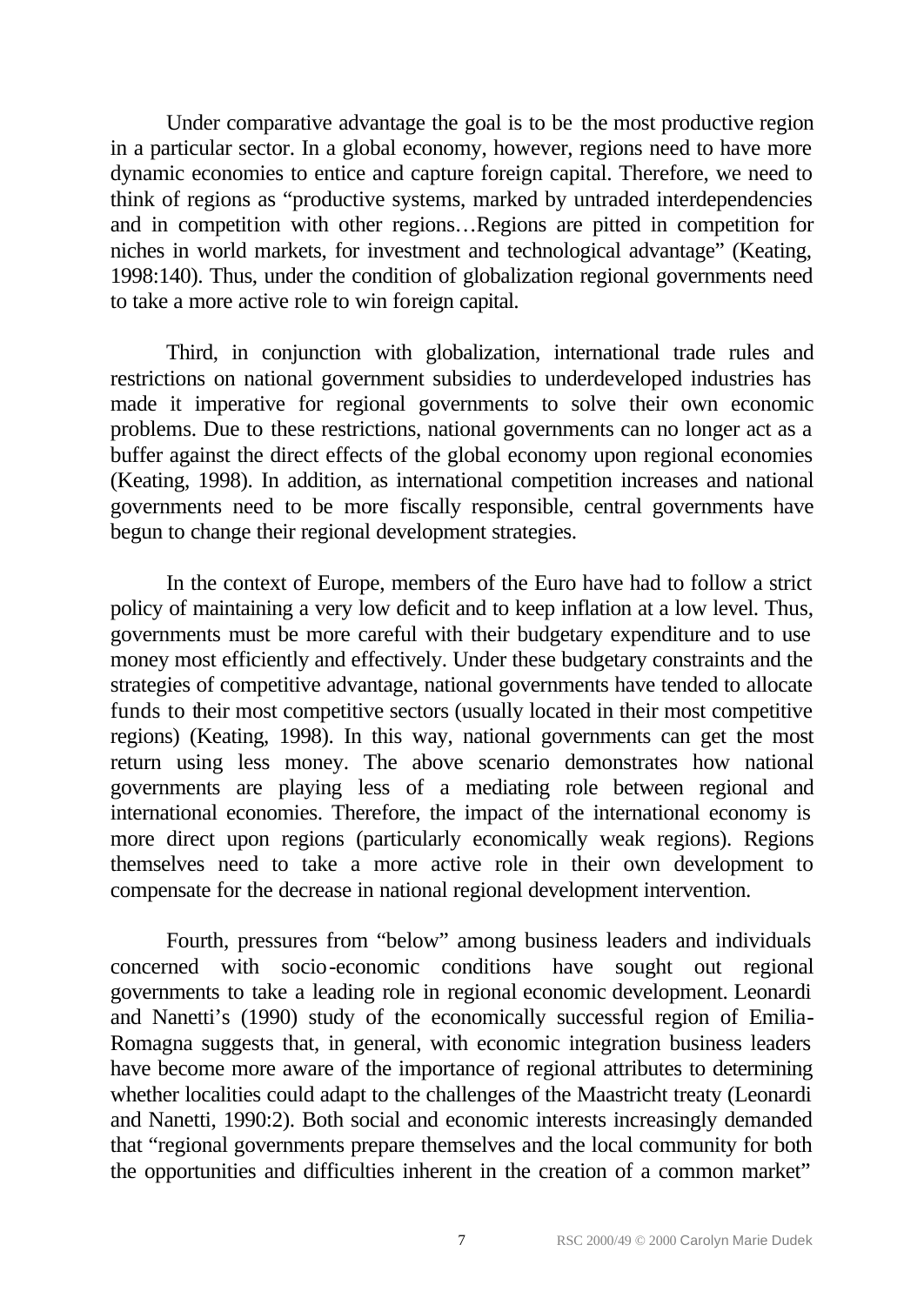Under comparative advantage the goal is to be the most productive region in a particular sector. In a global economy, however, regions need to have more dynamic economies to entice and capture foreign capital. Therefore, we need to think of regions as "productive systems, marked by untraded interdependencies and in competition with other regions…Regions are pitted in competition for niches in world markets, for investment and technological advantage" (Keating, 1998:140). Thus, under the condition of globalization regional governments need to take a more active role to win foreign capital.

Third, in conjunction with globalization, international trade rules and restrictions on national government subsidies to underdeveloped industries has made it imperative for regional governments to solve their own economic problems. Due to these restrictions, national governments can no longer act as a buffer against the direct effects of the global economy upon regional economies (Keating, 1998). In addition, as international competition increases and national governments need to be more fiscally responsible, central governments have begun to change their regional development strategies.

In the context of Europe, members of the Euro have had to follow a strict policy of maintaining a very low deficit and to keep inflation at a low level. Thus, governments must be more careful with their budgetary expenditure and to use money most efficiently and effectively. Under these budgetary constraints and the strategies of competitive advantage, national governments have tended to allocate funds to their most competitive sectors (usually located in their most competitive regions) (Keating, 1998). In this way, national governments can get the most return using less money. The above scenario demonstrates how national governments are playing less of a mediating role between regional and international economies. Therefore, the impact of the international economy is more direct upon regions (particularly economically weak regions). Regions themselves need to take a more active role in their own development to compensate for the decrease in national regional development intervention.

Fourth, pressures from "below" among business leaders and individuals concerned with socio-economic conditions have sought out regional governments to take a leading role in regional economic development. Leonardi and Nanetti's (1990) study of the economically successful region of Emilia-Romagna suggests that, in general, with economic integration business leaders have become more aware of the importance of regional attributes to determining whether localities could adapt to the challenges of the Maastricht treaty (Leonardi and Nanetti, 1990:2). Both social and economic interests increasingly demanded that "regional governments prepare themselves and the local community for both the opportunities and difficulties inherent in the creation of a common market"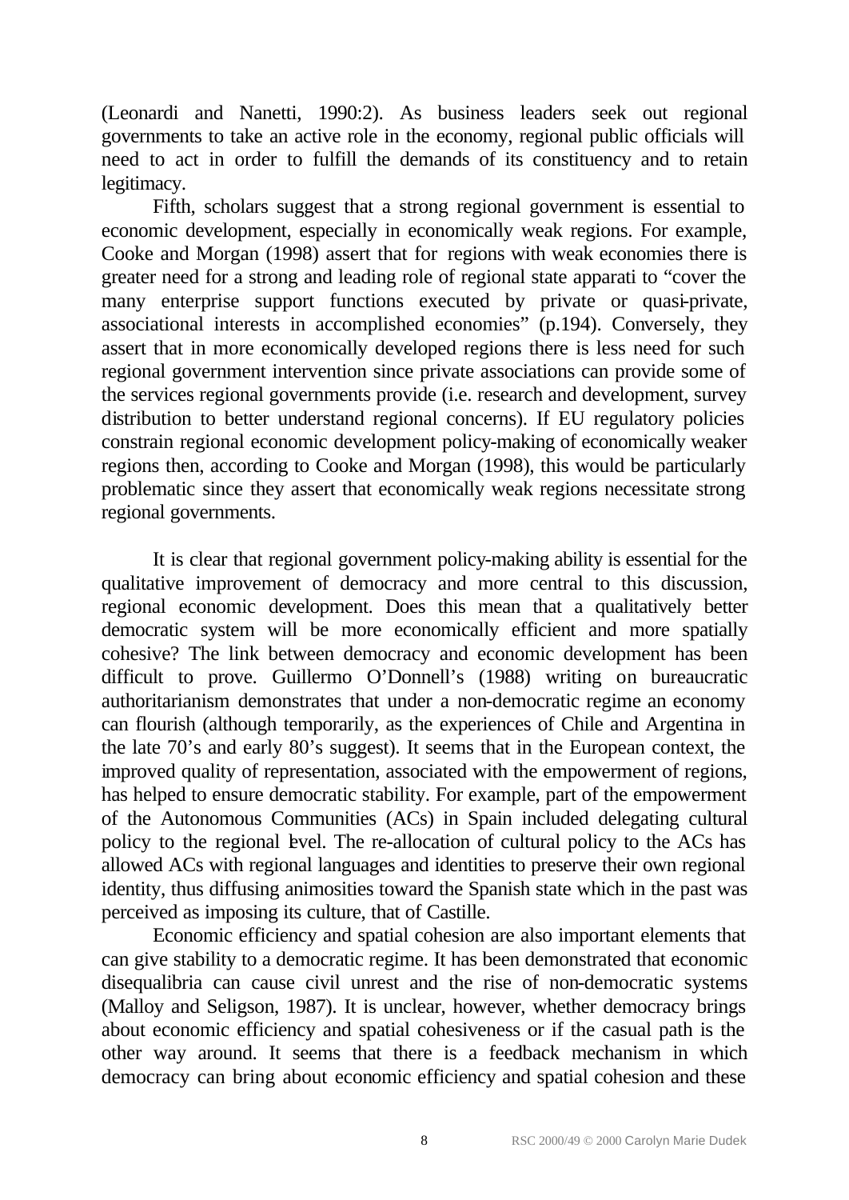(Leonardi and Nanetti, 1990:2). As business leaders seek out regional governments to take an active role in the economy, regional public officials will need to act in order to fulfill the demands of its constituency and to retain legitimacy.

Fifth, scholars suggest that a strong regional government is essential to economic development, especially in economically weak regions. For example, Cooke and Morgan (1998) assert that for regions with weak economies there is greater need for a strong and leading role of regional state apparati to "cover the many enterprise support functions executed by private or quasi-private, associational interests in accomplished economies" (p.194). Conversely, they assert that in more economically developed regions there is less need for such regional government intervention since private associations can provide some of the services regional governments provide (i.e. research and development, survey distribution to better understand regional concerns). If EU regulatory policies constrain regional economic development policy-making of economically weaker regions then, according to Cooke and Morgan (1998), this would be particularly problematic since they assert that economically weak regions necessitate strong regional governments.

It is clear that regional government policy-making ability is essential for the qualitative improvement of democracy and more central to this discussion, regional economic development. Does this mean that a qualitatively better democratic system will be more economically efficient and more spatially cohesive? The link between democracy and economic development has been difficult to prove. Guillermo O'Donnell's (1988) writing on bureaucratic authoritarianism demonstrates that under a non-democratic regime an economy can flourish (although temporarily, as the experiences of Chile and Argentina in the late 70's and early 80's suggest). It seems that in the European context, the improved quality of representation, associated with the empowerment of regions, has helped to ensure democratic stability. For example, part of the empowerment of the Autonomous Communities (ACs) in Spain included delegating cultural policy to the regional level. The re-allocation of cultural policy to the ACs has allowed ACs with regional languages and identities to preserve their own regional identity, thus diffusing animosities toward the Spanish state which in the past was perceived as imposing its culture, that of Castille.

Economic efficiency and spatial cohesion are also important elements that can give stability to a democratic regime. It has been demonstrated that economic disequalibria can cause civil unrest and the rise of non-democratic systems (Malloy and Seligson, 1987). It is unclear, however, whether democracy brings about economic efficiency and spatial cohesiveness or if the casual path is the other way around. It seems that there is a feedback mechanism in which democracy can bring about economic efficiency and spatial cohesion and these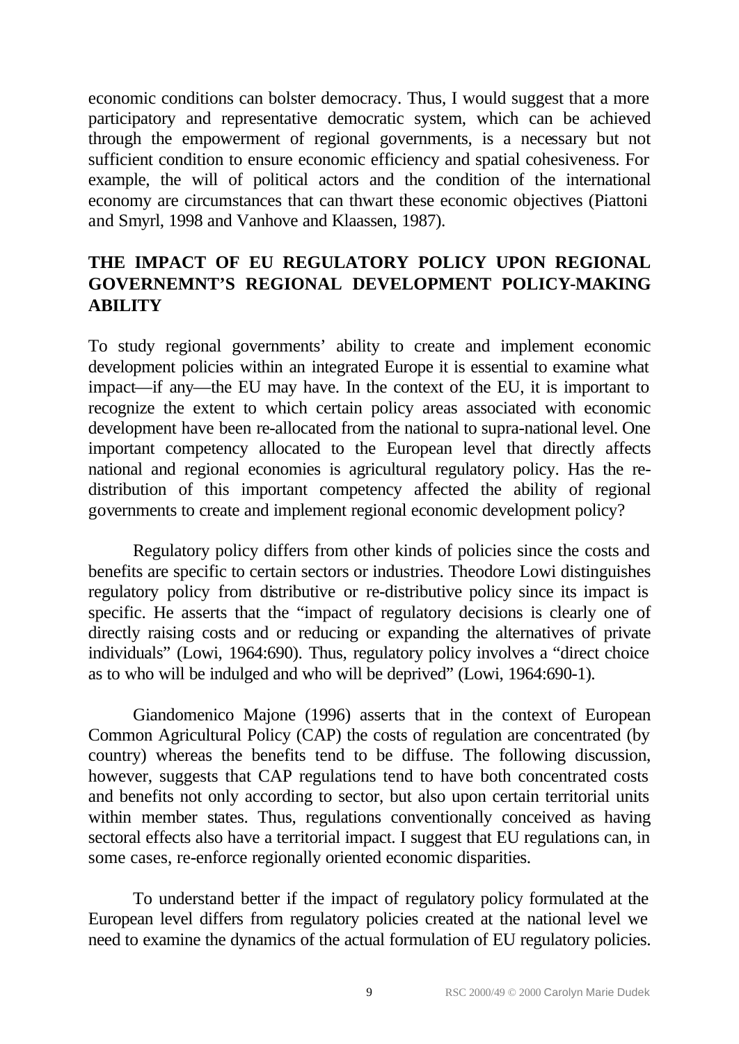economic conditions can bolster democracy. Thus, I would suggest that a more participatory and representative democratic system, which can be achieved through the empowerment of regional governments, is a necessary but not sufficient condition to ensure economic efficiency and spatial cohesiveness. For example, the will of political actors and the condition of the international economy are circumstances that can thwart these economic objectives (Piattoni and Smyrl, 1998 and Vanhove and Klaassen, 1987).

## THE IMPACT OF EU REGULATORY POLICY UPON REGIONAL GOVERNEMNT'S REGIONAL DEVELOPMENT POLICY-MAKING ABILITY

To study regional governments' ability to create and implement economic development policies within an integrated Europe it is essential to examine what impact—if any—the EU may have. In the context of the EU, it is important to recognize the extent to which certain policy areas associated with economic development have been re-allocated from the national to supra-national level. One important competency allocated to the European level that directly affects national and regional economies is agricultural regulatory policy. Has the re-distribution of this important competency affected the ability of regional governments to create and implement regional economic development policy?

Regulatory policy differs from other kinds of policies since the costs and benefits are specific to certain sectors or industries. Theodore Lowi distinguishes regulatory policy from distributive or re-distributive policy since its impact is specific. He asserts that the "impact of regulatory decisions is clearly one of directly raising costs and or reducing or expanding the alternatives of private individuals" (Lowi, 1964:690). Thus, regulatory policy involves a "direct choice as to who will be indulged and who will be deprived" (Lowi, 1964:690-1).

Giandomenico Majone (1996) asserts that in the context of European Common Agricultural Policy (CAP) the costs of regulation are concentrated (by country) whereas the benefits tend to be diffuse. The following discussion, however, suggests that CAP regulations tend to have both concentrated costs and benefits not only according to sector, but also upon certain territorial units within member states. Thus, regulations conventionally conceived as having sectoral effects also have a territorial impact. I suggest that EU regulations can, in some cases, re-enforce regionally oriented economic disparities.

To understand better if the impact of regulatory policy formulated at the European level differs from regulatory policies created at the national level we need to examine the dynamics of the actual formulation of EU regulatory policies.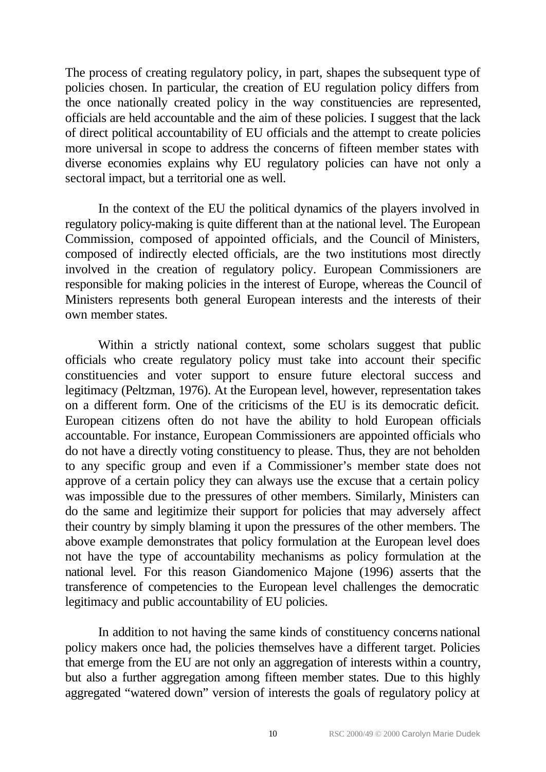The process of creating regulatory policy, in part, shapes the subsequent type of policies chosen. In particular, the creation of EU regulation policy differs from the once nationally created policy in the way constituencies are represented, officials are held accountable and the aim of these policies. I suggest that the lack of direct political accountability of EU officials and the attempt to create policies more universal in scope to address the concerns of fifteen member states with diverse economies explains why EU regulatory policies can have not only a sectoral impact, but a territorial one as well.

In the context of the EU the political dynamics of the players involved in regulatory policy-making is quite different than at the national level. The European Commission, composed of appointed officials, and the Council of Ministers, composed of indirectly elected officials, are the two institutions most directly involved in the creation of regulatory policy. European Commissioners are responsible for making policies in the interest of Europe, whereas the Council of Ministers represents both general European interests and the interests of their own member states.

Within a strictly national context, some scholars suggest that public officials who create regulatory policy must take into account their specific constituencies and voter support to ensure future electoral success and legitimacy (Peltzman, 1976). At the European level, however, representation takes on a different form. One of the criticisms of the EU is its democratic deficit. European citizens often do not have the ability to hold European officials accountable. For instance, European Commissioners are appointed officials who do not have a directly voting constituency to please. Thus, they are not beholden to any specific group and even if a Commissioner's member state does not approve of a certain policy they can always use the excuse that a certain policy was impossible due to the pressures of other members. Similarly, Ministers can do the same and legitimize their support for policies that may adversely affect their country by simply blaming it upon the pressures of the other members. The above example demonstrates that policy formulation at the European level does not have the type of accountability mechanisms as policy formulation at the national level. For this reason Giandomenico Majone (1996) asserts that the transference of competencies to the European level challenges the democratic legitimacy and public accountability of EU policies.

In addition to not having the same kinds of constituency concerns national policy makers once had, the policies themselves have a different target. Policies that emerge from the EU are not only an aggregation of interests within a country, but also a further aggregation among fifteen member states. Due to this highly aggregated "watered down" version of interests the goals of regulatory policy at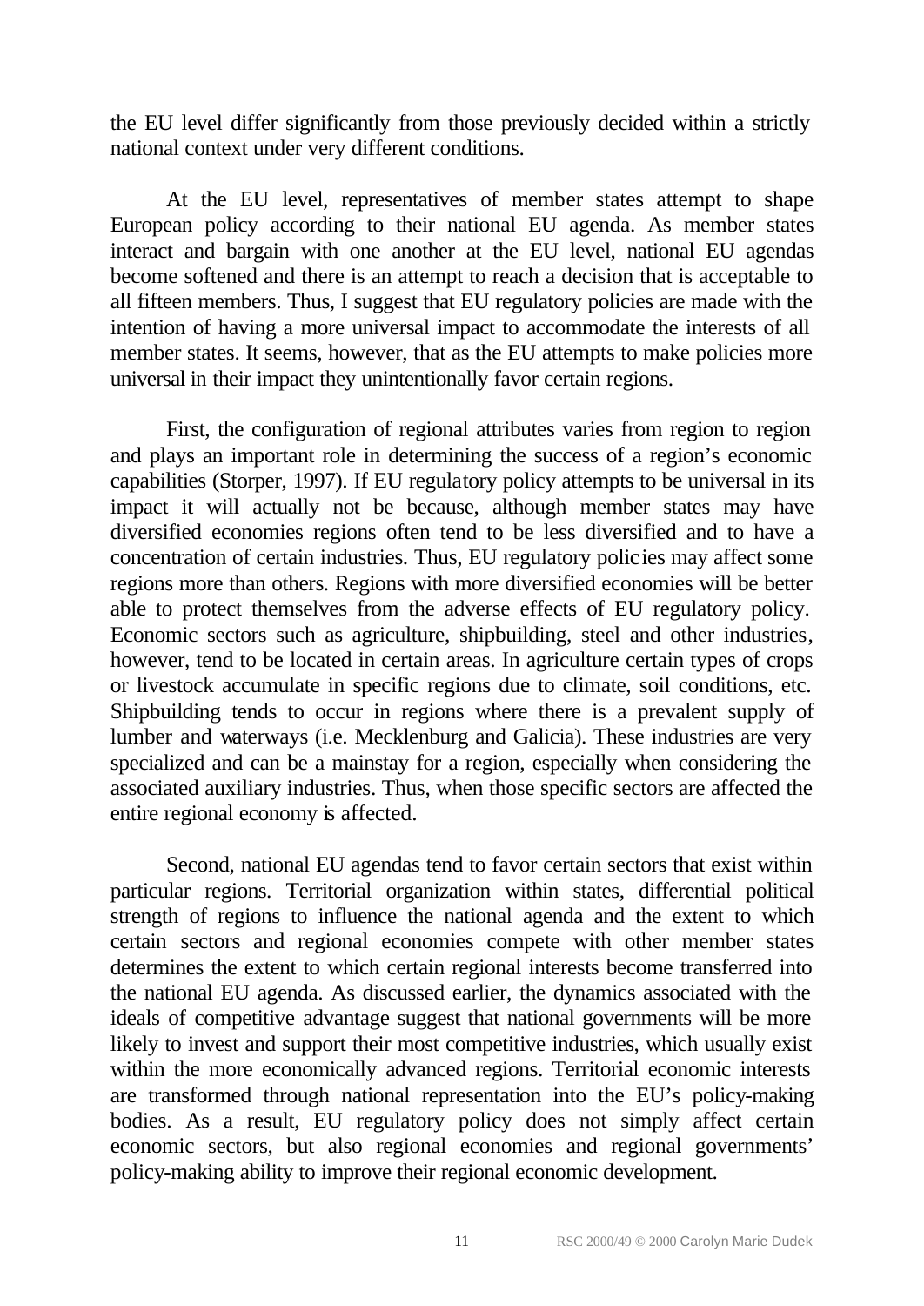the EU level differ significantly from those previously decided within a strictly national context under very different conditions.

At the EU level, representatives of member states attempt to shape European policy according to their national EU agenda. As member states interact and bargain with one another at the EU level, national EU agendas become softened and there is an attempt to reach a decision that is acceptable to all fifteen members. Thus, I suggest that EU regulatory policies are made with the intention of having a more universal impact to accommodate the interests of all member states. It seems, however, that as the EU attempts to make policies more universal in their impact they unintentionally favor certain regions.

First, the configuration of regional attributes varies from region to region and plays an important role in determining the success of a region's economic capabilities (Storper, 1997). If EU regulatory policy attempts to be universal in its impact it will actually not be because, although member states may have diversified economies regions often tend to be less diversified and to have a concentration of certain industries. Thus, EU regulatory policies may affect some regions more than others. Regions with more diversified economies will be better able to protect themselves from the adverse effects of EU regulatory policy. Economic sectors such as agriculture, shipbuilding, steel and other industries, however, tend to be located in certain areas. In agriculture certain types of crops or livestock accumulate in specific regions due to climate, soil conditions, etc. Shipbuilding tends to occur in regions where there is a prevalent supply of lumber and waterways (i.e. Mecklenburg and Galicia). These industries are very specialized and can be a mainstay for a region, especially when considering the associated auxiliary industries. Thus, when those specific sectors are affected the entire regional economy is affected.

Second, national EU agendas tend to favor certain sectors that exist within particular regions. Territorial organization within states, differential political strength of regions to influence the national agenda and the extent to which certain sectors and regional economies compete with other member states determines the extent to which certain regional interests become transferred into the national EU agenda. As discussed earlier, the dynamics associated with the ideals of competitive advantage suggest that national governments will be more likely to invest and support their most competitive industries, which usually exist within the more economically advanced regions. Territorial economic interests are transformed through national representation into the EU's policy-making bodies. As a result, EU regulatory policy does not simply affect certain economic sectors, but also regional economies and regional governments' policy-making ability to improve their regional economic development.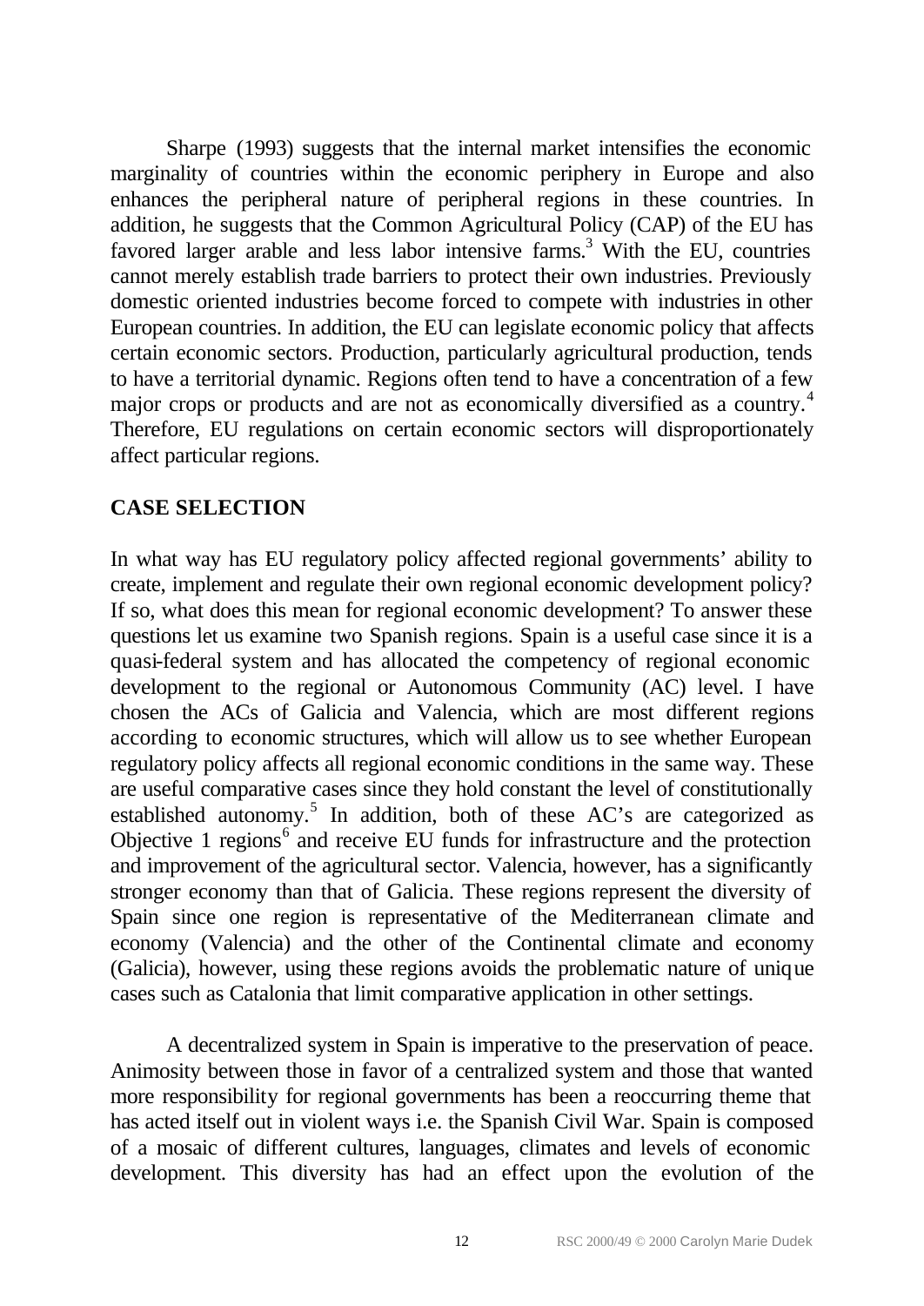Sharpe (1993) suggests that the internal market intensifies the economic marginality of countries within the economic periphery in Europe and also enhances the peripheral nature of peripheral regions in these countries. In addition, he suggests that the Common Agricultural Policy (CAP) of the EU has favored larger arable and less labor intensive farms.[3] With the EU, countries cannot merely establish trade barriers to protect their own industries. Previously domestic oriented industries become forced to compete with industries in other European countries. In addition, the EU can legislate economic policy that affects certain economic sectors. Production, particularly agricultural production, tends to have a territorial dynamic. Regions often tend to have a concentration of a few major crops or products and are not as economically diversified as a country.[4] Therefore, EU regulations on certain economic sectors will disproportionately affect particular regions.

## CASE SELECTION

In what way has EU regulatory policy affected regional governments' ability to create, implement and regulate their own regional economic development policy? If so, what does this mean for regional economic development? To answer these questions let us examine two Spanish regions. Spain is a useful case since it is a quasi-federal system and has allocated the competency of regional economic development to the regional or Autonomous Community (AC) level. I have chosen the ACs of Galicia and Valencia, which are most different regions according to economic structures, which will allow us to see whether European regulatory policy affects all regional economic conditions in the same way. These are useful comparative cases since they hold constant the level of constitutionally established autonomy.[5] In addition, both of these AC's are categorized as Objective 1 regions[6] and receive EU funds for infrastructure and the protection and improvement of the agricultural sector. Valencia, however, has a significantly stronger economy than that of Galicia. These regions represent the diversity of Spain since one region is representative of the Mediterranean climate and economy (Valencia) and the other of the Continental climate and economy (Galicia), however, using these regions avoids the problematic nature of unique cases such as Catalonia that limit comparative application in other settings.

A decentralized system in Spain is imperative to the preservation of peace. Animosity between those in favor of a centralized system and those that wanted more responsibility for regional governments has been a reoccurring theme that has acted itself out in violent ways i.e. the Spanish Civil War. Spain is composed of a mosaic of different cultures, languages, climates and levels of economic development. This diversity has had an effect upon the evolution of the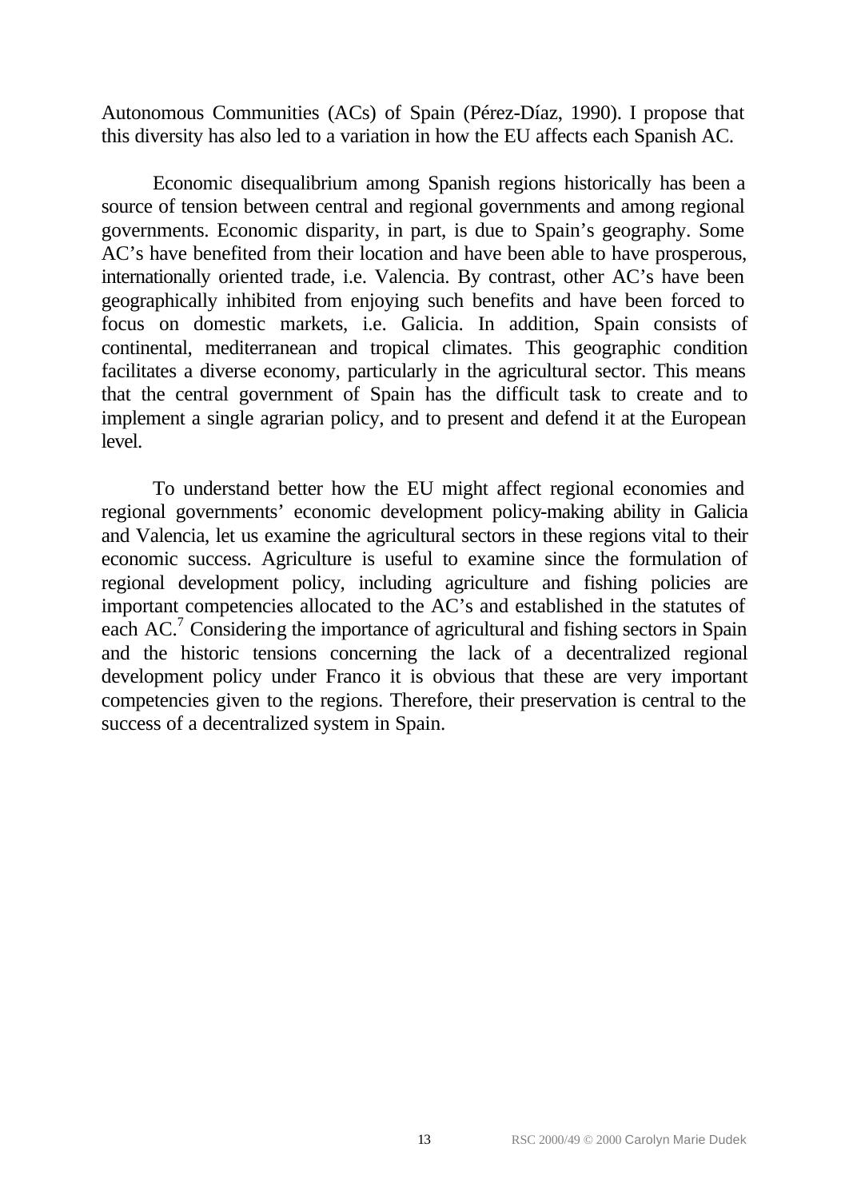Autonomous Communities (ACs) of Spain (Pérez-Díaz, 1990). I propose that this diversity has also led to a variation in how the EU affects each Spanish AC.

Economic disequalibrium among Spanish regions historically has been a source of tension between central and regional governments and among regional governments. Economic disparity, in part, is due to Spain's geography. Some AC's have benefited from their location and have been able to have prosperous, internationally oriented trade, i.e. Valencia. By contrast, other AC's have been geographically inhibited from enjoying such benefits and have been forced to focus on domestic markets, i.e. Galicia. In addition, Spain consists of continental, mediterranean and tropical climates. This geographic condition facilitates a diverse economy, particularly in the agricultural sector. This means that the central government of Spain has the difficult task to create and to implement a single agrarian policy, and to present and defend it at the European level.

To understand better how the EU might affect regional economies and regional governments' economic development policy-making ability in Galicia and Valencia, let us examine the agricultural sectors in these regions vital to their economic success. Agriculture is useful to examine since the formulation of regional development policy, including agriculture and fishing policies are important competencies allocated to the AC's and established in the statutes of each AC.[7] Considering the importance of agricultural and fishing sectors in Spain and the historic tensions concerning the lack of a decentralized regional development policy under Franco it is obvious that these are very important competencies given to the regions. Therefore, their preservation is central to the success of a decentralized system in Spain.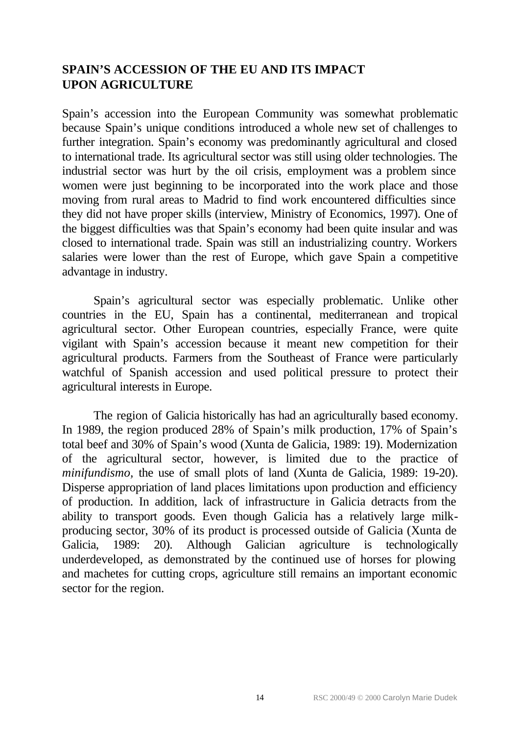## SPAIN'S ACCESSION OF THE EU AND ITS IMPACT UPON AGRICULTURE

Spain's accession into the European Community was somewhat problematic because Spain's unique conditions introduced a whole new set of challenges to further integration. Spain's economy was predominantly agricultural and closed to international trade. Its agricultural sector was still using older technologies. The industrial sector was hurt by the oil crisis, employment was a problem since women were just beginning to be incorporated into the work place and those moving from rural areas to Madrid to find work encountered difficulties since they did not have proper skills (interview, Ministry of Economics, 1997). One of the biggest difficulties was that Spain's economy had been quite insular and was closed to international trade. Spain was still an industrializing country. Workers salaries were lower than the rest of Europe, which gave Spain a competitive advantage in industry.

Spain's agricultural sector was especially problematic. Unlike other countries in the EU, Spain has a continental, mediterranean and tropical agricultural sector. Other European countries, especially France, were quite vigilant with Spain's accession because it meant new competition for their agricultural products. Farmers from the Southeast of France were particularly watchful of Spanish accession and used political pressure to protect their agricultural interests in Europe.

The region of Galicia historically has had an agriculturally based economy. In 1989, the region produced 28% of Spain's milk production, 17% of Spain's total beef and 30% of Spain's wood (Xunta de Galicia, 1989: 19). Modernization of the agricultural sector, however, is limited due to the practice of *minifundismo*, the use of small plots of land (Xunta de Galicia, 1989: 19-20). Disperse appropriation of land places limitations upon production and efficiency of production. In addition, lack of infrastructure in Galicia detracts from the ability to transport goods. Even though Galicia has a relatively large milk-producing sector, 30% of its product is processed outside of Galicia (Xunta de Galicia, 1989: 20). Although Galician agriculture is technologically underdeveloped, as demonstrated by the continued use of horses for plowing and machetes for cutting crops, agriculture still remains an important economic sector for the region.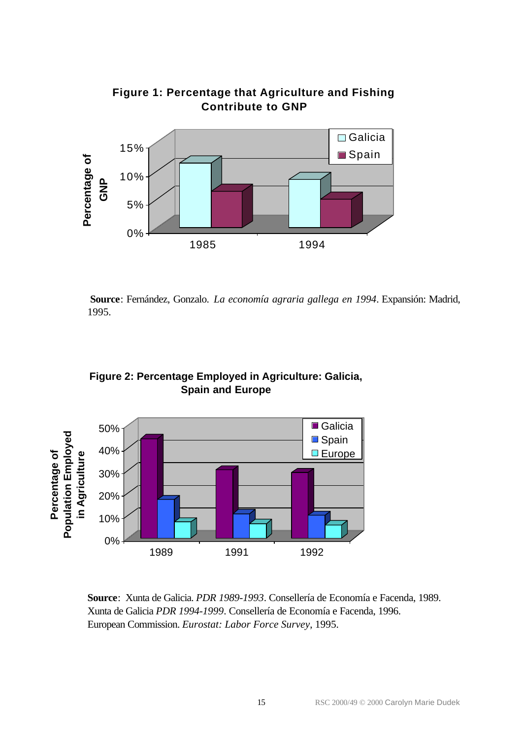**Figure 1: Percentage that Agriculture and Fishing Contribute to GNP**

**Source**: Fernández, Gonzalo. *La economía agraria gallega en 1994*. Expansión: Madrid, 1995.

**Figure 2: Percentage Employed in Agriculture: Galicia, Spain and Europe**

**Source**: Xunta de Galicia. *PDR 1989-1993*. Consellería de Economía e Facenda, 1989.
Xunta de Galicia *PDR 1994-1999*. Consellería de Economía e Facenda, 1996.
European Commission. *Eurostat: Labor Force Survey*, 1995.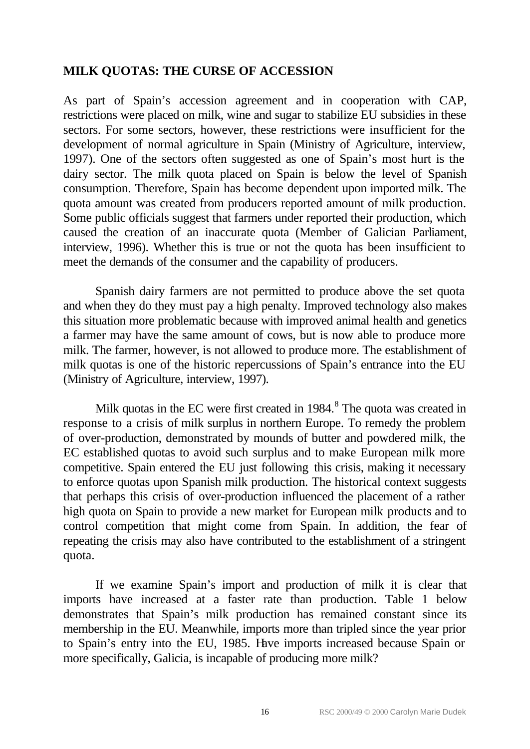## MILK QUOTAS: THE CURSE OF ACCESSION

As part of Spain's accession agreement and in cooperation with CAP, restrictions were placed on milk, wine and sugar to stabilize EU subsidies in these sectors. For some sectors, however, these restrictions were insufficient for the development of normal agriculture in Spain (Ministry of Agriculture, interview, 1997). One of the sectors often suggested as one of Spain's most hurt is the dairy sector. The milk quota placed on Spain is below the level of Spanish consumption. Therefore, Spain has become dependent upon imported milk. The quota amount was created from producers reported amount of milk production. Some public officials suggest that farmers under reported their production, which caused the creation of an inaccurate quota (Member of Galician Parliament, interview, 1996). Whether this is true or not the quota has been insufficient to meet the demands of the consumer and the capability of producers.

Spanish dairy farmers are not permitted to produce above the set quota and when they do they must pay a high penalty. Improved technology also makes this situation more problematic because with improved animal health and genetics a farmer may have the same amount of cows, but is now able to produce more milk. The farmer, however, is not allowed to produce more. The establishment of milk quotas is one of the historic repercussions of Spain's entrance into the EU (Ministry of Agriculture, interview, 1997).

Milk quotas in the EC were first created in 1984.[8] The quota was created in response to a crisis of milk surplus in northern Europe. To remedy the problem of over-production, demonstrated by mounds of butter and powdered milk, the EC established quotas to avoid such surplus and to make European milk more competitive. Spain entered the EU just following this crisis, making it necessary to enforce quotas upon Spanish milk production. The historical context suggests that perhaps this crisis of over-production influenced the placement of a rather high quota on Spain to provide a new market for European milk products and to control competition that might come from Spain. In addition, the fear of repeating the crisis may also have contributed to the establishment of a stringent quota.

If we examine Spain's import and production of milk it is clear that imports have increased at a faster rate than production. Table 1 below demonstrates that Spain's milk production has remained constant since its membership in the EU. Meanwhile, imports more than tripled since the year prior to Spain's entry into the EU, 1985. Have imports increased because Spain or more specifically, Galicia, is incapable of producing more milk?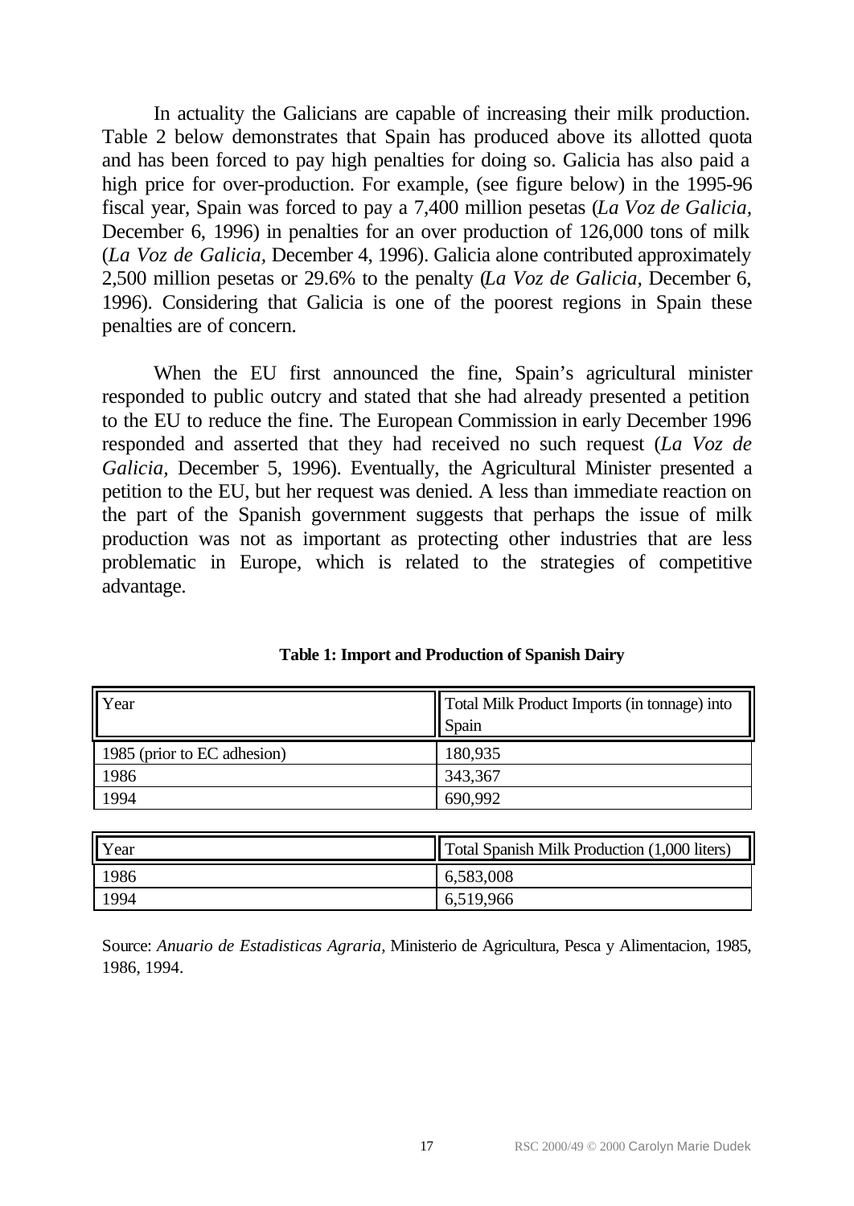In actuality the Galicians are capable of increasing their milk production. Table 2 below demonstrates that Spain has produced above its allotted quota and has been forced to pay high penalties for doing so. Galicia has also paid a high price for over-production. For example, (see figure below) in the 1995-96 fiscal year, Spain was forced to pay a 7,400 million pesetas (*La Voz de Galicia*, December 6, 1996) in penalties for an over production of 126,000 tons of milk (*La Voz de Galicia*, December 4, 1996). Galicia alone contributed approximately 2,500 million pesetas or 29.6% to the penalty (*La Voz de Galicia*, December 6, 1996). Considering that Galicia is one of the poorest regions in Spain these penalties are of concern.

When the EU first announced the fine, Spain's agricultural minister responded to public outcry and stated that she had already presented a petition to the EU to reduce the fine. The European Commission in early December 1996 responded and asserted that they had received no such request (*La Voz de Galicia*, December 5, 1996). Eventually, the Agricultural Minister presented a petition to the EU, but her request was denied. A less than immediate reaction on the part of the Spanish government suggests that perhaps the issue of milk production was not as important as protecting other industries that are less problematic in Europe, which is related to the strategies of competitive advantage.

**Table 1: Import and Production of Spanish Dairy**

| Year | Total Milk Product Imports (in tonnage) into Spain |
|---|---|
| 1985 (prior to EC adhesion) | 180,935 |
| 1986 | 343,367 |
| 1994 | 690,992 |

| Year | Total Spanish Milk Production (1,000 liters) |
|---|---|
| 1986 | 6,583,008 |
| 1994 | 6,519,966 |

Source: *Anuario de Estadisticas Agraria*, Ministerio de Agricultura, Pesca y Alimentacion, 1985, 1986, 1994.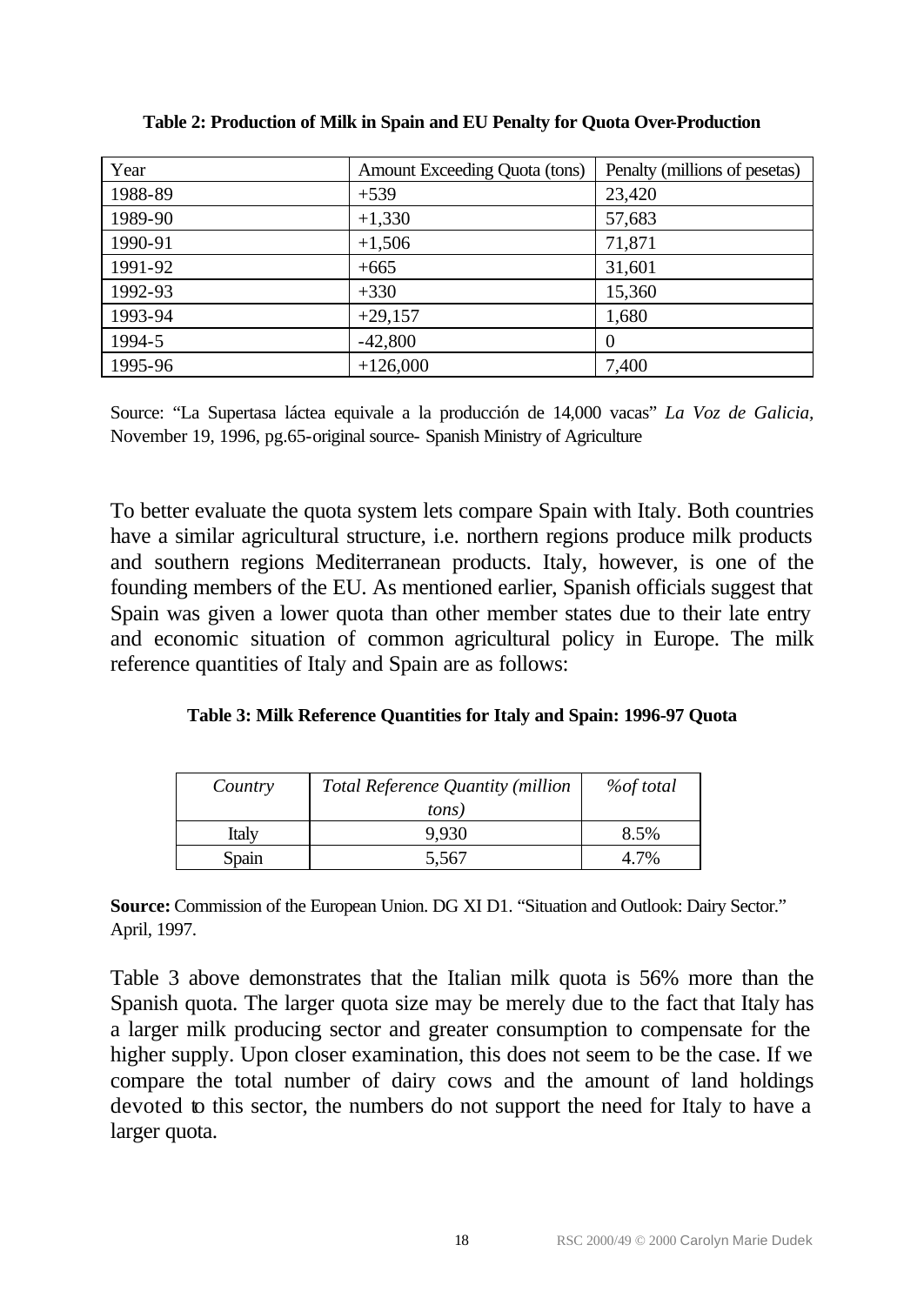**Table 2: Production of Milk in Spain and EU Penalty for Quota Over-Production**

| Year | Amount Exceeding Quota (tons) | Penalty (millions of pesetas) |
|---|---|---|
| 1988-89 | +539 | 23,420 |
| 1989-90 | +1,330 | 57,683 |
| 1990-91 | +1,506 | 71,871 |
| 1991-92 | +665 | 31,601 |
| 1992-93 | +330 | 15,360 |
| 1993-94 | +29,157 | 1,680 |
| 1994-5 | -42,800 | 0 |
| 1995-96 | +126,000 | 7,400 |

Source: "La Supertasa láctea equivale a la producción de 14,000 vacas" *La Voz de Galicia,* November 19, 1996, pg.65-original source- Spanish Ministry of Agriculture

To better evaluate the quota system lets compare Spain with Italy. Both countries have a similar agricultural structure, i.e. northern regions produce milk products and southern regions Mediterranean products. Italy, however, is one of the founding members of the EU. As mentioned earlier, Spanish officials suggest that Spain was given a lower quota than other member states due to their late entry and economic situation of common agricultural policy in Europe. The milk reference quantities of Italy and Spain are as follows:

**Table 3: Milk Reference Quantities for Italy and Spain: 1996-97 Quota**

| *Country* | *Total Reference Quantity (million tons)* | *%of total* |
|---|---|---|
| Italy | 9,930 | 8.5% |
| Spain | 5,567 | 4.7% |

**Source:** Commission of the European Union. DG XI D1. "Situation and Outlook: Dairy Sector." April, 1997.

Table 3 above demonstrates that the Italian milk quota is 56% more than the Spanish quota. The larger quota size may be merely due to the fact that Italy has a larger milk producing sector and greater consumption to compensate for the higher supply. Upon closer examination, this does not seem to be the case. If we compare the total number of dairy cows and the amount of land holdings devoted to this sector, the numbers do not support the need for Italy to have a larger quota.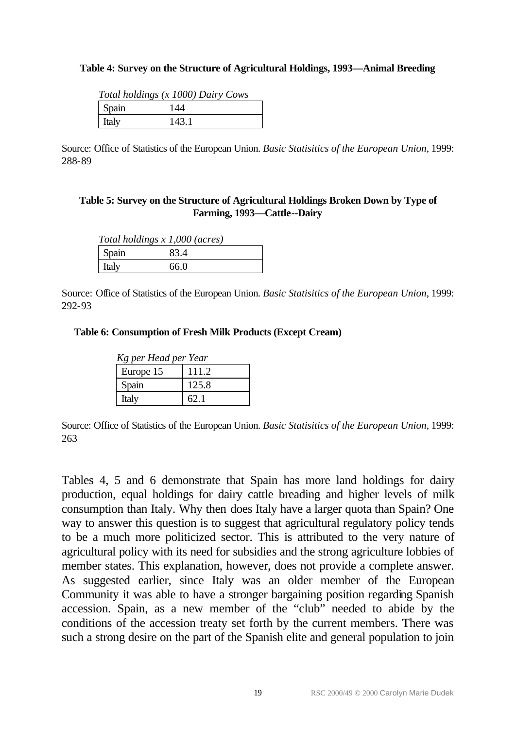**Table 4: Survey on the Structure of Agricultural Holdings, 1993—Animal Breeding**

*Total holdings (x 1000) Dairy Cows*

| Spain | 144 |
|---|---|
| Italy | 143.1 |

Source: Office of Statistics of the European Union. *Basic Statisitics of the European Union*, 1999: 288-89

**Table 5: Survey on the Structure of Agricultural Holdings Broken Down by Type of Farming, 1993—Cattle--Dairy**

*Total holdings x 1,000 (acres)*

| Spain | 83.4 |
|---|---|
| Italy | 66.0 |

Source: Office of Statistics of the European Union. *Basic Statisitics of the European Union*, 1999: 292-93

**Table 6: Consumption of Fresh Milk Products (Except Cream)**

*Kg per Head per Year*

| Europe 15 | 111.2 |
|---|---|
| Spain | 125.8 |
| Italy | 62.1 |

Source: Office of Statistics of the European Union. *Basic Statisitics of the European Union*, 1999: 263

Tables 4, 5 and 6 demonstrate that Spain has more land holdings for dairy production, equal holdings for dairy cattle breading and higher levels of milk consumption than Italy. Why then does Italy have a larger quota than Spain? One way to answer this question is to suggest that agricultural regulatory policy tends to be a much more politicized sector. This is attributed to the very nature of agricultural policy with its need for subsidies and the strong agriculture lobbies of member states. This explanation, however, does not provide a complete answer. As suggested earlier, since Italy was an older member of the European Community it was able to have a stronger bargaining position regarding Spanish accession. Spain, as a new member of the "club" needed to abide by the conditions of the accession treaty set forth by the current members. There was such a strong desire on the part of the Spanish elite and general population to join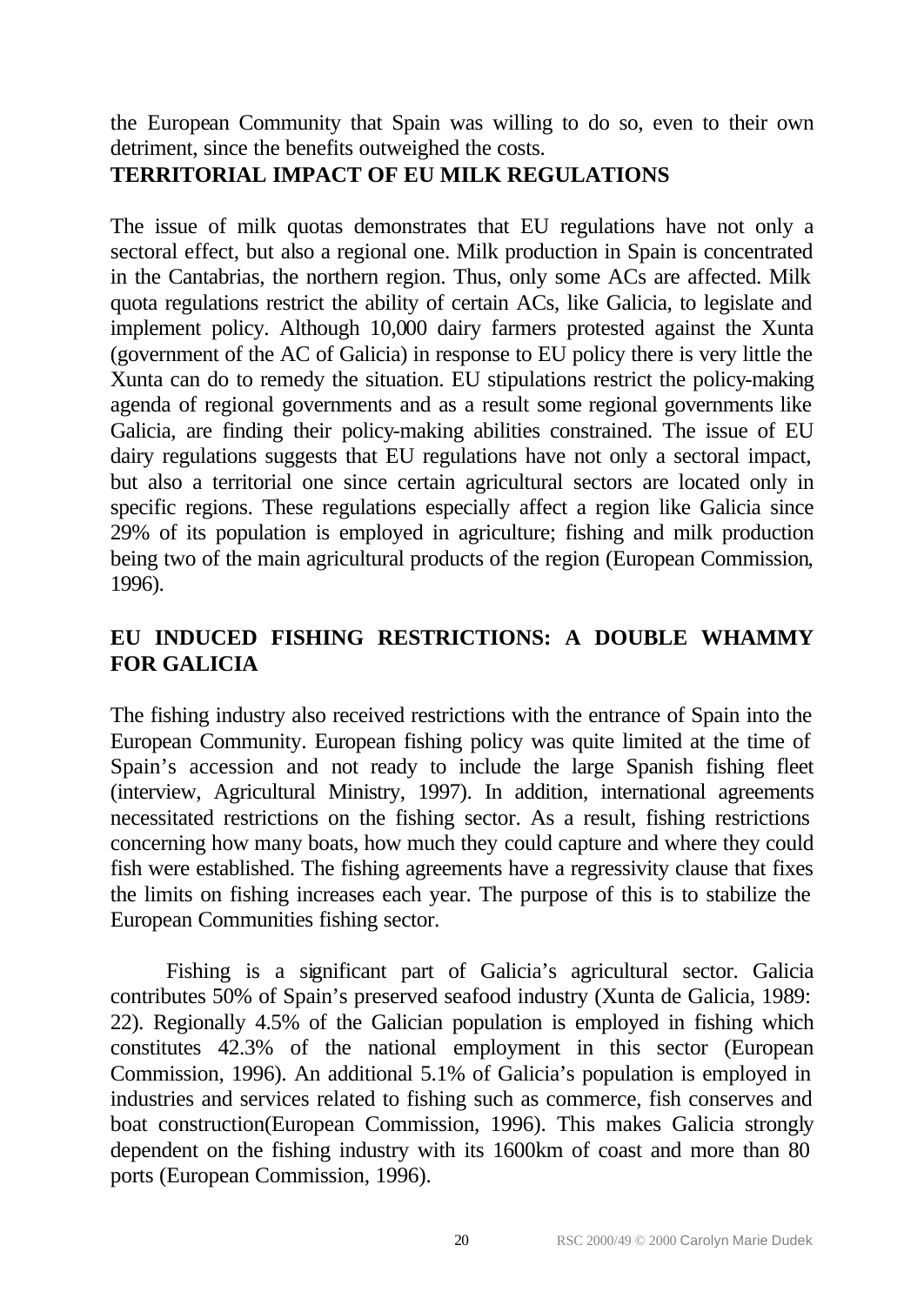the European Community that Spain was willing to do so, even to their own detriment, since the benefits outweighed the costs.

## TERRITORIAL IMPACT OF EU MILK REGULATIONS

The issue of milk quotas demonstrates that EU regulations have not only a sectoral effect, but also a regional one. Milk production in Spain is concentrated in the Cantabrias, the northern region. Thus, only some ACs are affected. Milk quota regulations restrict the ability of certain ACs, like Galicia, to legislate and implement policy. Although 10,000 dairy farmers protested against the Xunta (government of the AC of Galicia) in response to EU policy there is very little the Xunta can do to remedy the situation. EU stipulations restrict the policy-making agenda of regional governments and as a result some regional governments like Galicia, are finding their policy-making abilities constrained. The issue of EU dairy regulations suggests that EU regulations have not only a sectoral impact, but also a territorial one since certain agricultural sectors are located only in specific regions. These regulations especially affect a region like Galicia since 29% of its population is employed in agriculture; fishing and milk production being two of the main agricultural products of the region (European Commission, 1996).

## EU INDUCED FISHING RESTRICTIONS: A DOUBLE WHAMMY FOR GALICIA

The fishing industry also received restrictions with the entrance of Spain into the European Community. European fishing policy was quite limited at the time of Spain's accession and not ready to include the large Spanish fishing fleet (interview, Agricultural Ministry, 1997). In addition, international agreements necessitated restrictions on the fishing sector. As a result, fishing restrictions concerning how many boats, how much they could capture and where they could fish were established. The fishing agreements have a regressivity clause that fixes the limits on fishing increases each year. The purpose of this is to stabilize the European Communities fishing sector.

Fishing is a significant part of Galicia's agricultural sector. Galicia contributes 50% of Spain's preserved seafood industry (Xunta de Galicia, 1989: 22). Regionally 4.5% of the Galician population is employed in fishing which constitutes 42.3% of the national employment in this sector (European Commission, 1996). An additional 5.1% of Galicia's population is employed in industries and services related to fishing such as commerce, fish conserves and boat construction(European Commission, 1996). This makes Galicia strongly dependent on the fishing industry with its 1600km of coast and more than 80 ports (European Commission, 1996).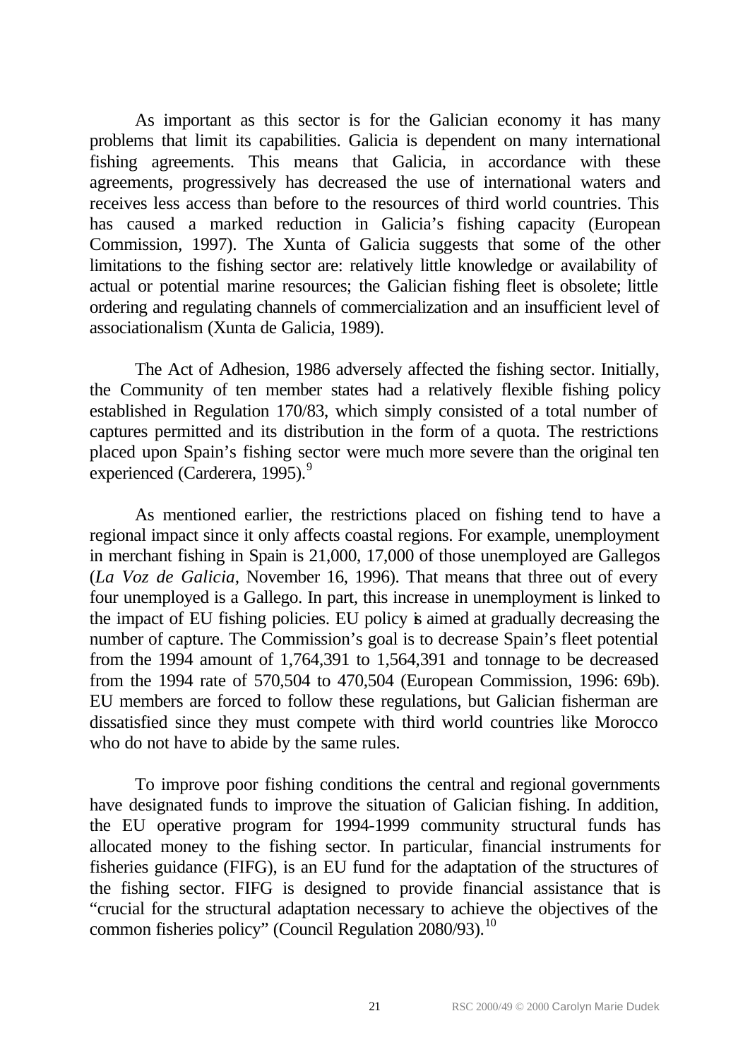As important as this sector is for the Galician economy it has many problems that limit its capabilities. Galicia is dependent on many international fishing agreements. This means that Galicia, in accordance with these agreements, progressively has decreased the use of international waters and receives less access than before to the resources of third world countries. This has caused a marked reduction in Galicia's fishing capacity (European Commission, 1997). The Xunta of Galicia suggests that some of the other limitations to the fishing sector are: relatively little knowledge or availability of actual or potential marine resources; the Galician fishing fleet is obsolete; little ordering and regulating channels of commercialization and an insufficient level of associationalism (Xunta de Galicia, 1989).

The Act of Adhesion, 1986 adversely affected the fishing sector. Initially, the Community of ten member states had a relatively flexible fishing policy established in Regulation 170/83, which simply consisted of a total number of captures permitted and its distribution in the form of a quota. The restrictions placed upon Spain's fishing sector were much more severe than the original ten experienced (Carderera, 1995).[9]

As mentioned earlier, the restrictions placed on fishing tend to have a regional impact since it only affects coastal regions. For example, unemployment in merchant fishing in Spain is 21,000, 17,000 of those unemployed are Gallegos (*La Voz de Galicia*, November 16, 1996). That means that three out of every four unemployed is a Gallego. In part, this increase in unemployment is linked to the impact of EU fishing policies. EU policy is aimed at gradually decreasing the number of capture. The Commission's goal is to decrease Spain's fleet potential from the 1994 amount of 1,764,391 to 1,564,391 and tonnage to be decreased from the 1994 rate of 570,504 to 470,504 (European Commission, 1996: 69b). EU members are forced to follow these regulations, but Galician fisherman are dissatisfied since they must compete with third world countries like Morocco who do not have to abide by the same rules.

To improve poor fishing conditions the central and regional governments have designated funds to improve the situation of Galician fishing. In addition, the EU operative program for 1994-1999 community structural funds has allocated money to the fishing sector. In particular, financial instruments for fisheries guidance (FIFG), is an EU fund for the adaptation of the structures of the fishing sector. FIFG is designed to provide financial assistance that is "crucial for the structural adaptation necessary to achieve the objectives of the common fisheries policy" (Council Regulation 2080/93).[10]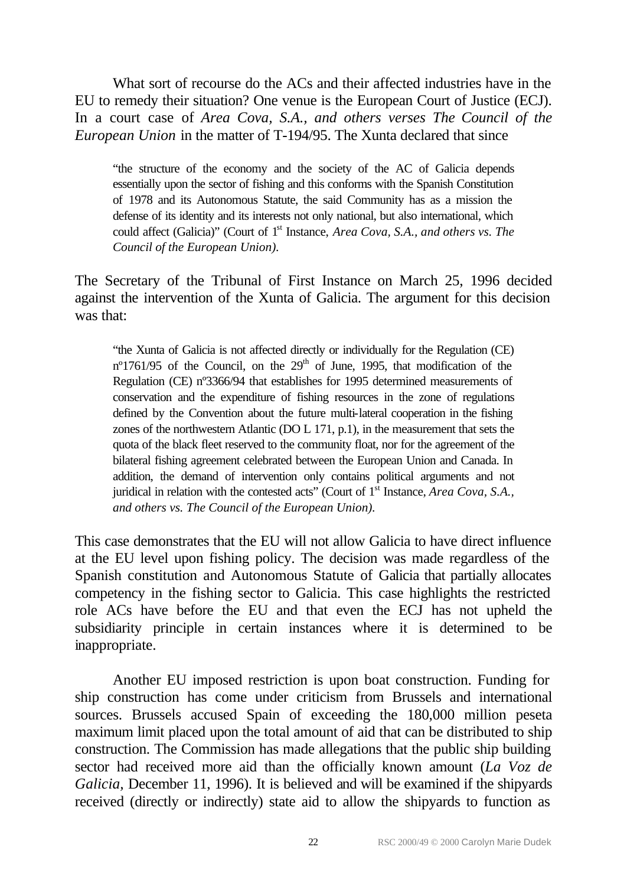What sort of recourse do the ACs and their affected industries have in the EU to remedy their situation? One venue is the European Court of Justice (ECJ). In a court case of *Area Cova, S.A., and others verses The Council of the European Union* in the matter of T-194/95. The Xunta declared that since

> "the structure of the economy and the society of the AC of Galicia depends essentially upon the sector of fishing and this conforms with the Spanish Constitution of 1978 and its Autonomous Statute, the said Community has as a mission the defense of its identity and its interests not only national, but also international, which could affect (Galicia)" (Court of 1st Instance, *Area Cova, S.A., and others vs. The Council of the European Union)*.

The Secretary of the Tribunal of First Instance on March 25, 1996 decided against the intervention of the Xunta of Galicia. The argument for this decision was that:

> "the Xunta of Galicia is not affected directly or individually for the Regulation (CE) nº1761/95 of the Council, on the 29th of June, 1995, that modification of the Regulation (CE) nº3366/94 that establishes for 1995 determined measurements of conservation and the expenditure of fishing resources in the zone of regulations defined by the Convention about the future multi-lateral cooperation in the fishing zones of the northwestern Atlantic (DO L 171, p.1), in the measurement that sets the quota of the black fleet reserved to the community float, nor for the agreement of the bilateral fishing agreement celebrated between the European Union and Canada. In addition, the demand of intervention only contains political arguments and not juridical in relation with the contested acts" (Court of 1st Instance, *Area Cova, S.A., and others vs. The Council of the European Union)*.

This case demonstrates that the EU will not allow Galicia to have direct influence at the EU level upon fishing policy. The decision was made regardless of the Spanish constitution and Autonomous Statute of Galicia that partially allocates competency in the fishing sector to Galicia. This case highlights the restricted role ACs have before the EU and that even the ECJ has not upheld the subsidiarity principle in certain instances where it is determined to be inappropriate.

Another EU imposed restriction is upon boat construction. Funding for ship construction has come under criticism from Brussels and international sources. Brussels accused Spain of exceeding the 180,000 million peseta maximum limit placed upon the total amount of aid that can be distributed to ship construction. The Commission has made allegations that the public ship building sector had received more aid than the officially known amount (*La Voz de Galicia,* December 11, 1996). It is believed and will be examined if the shipyards received (directly or indirectly) state aid to allow the shipyards to function as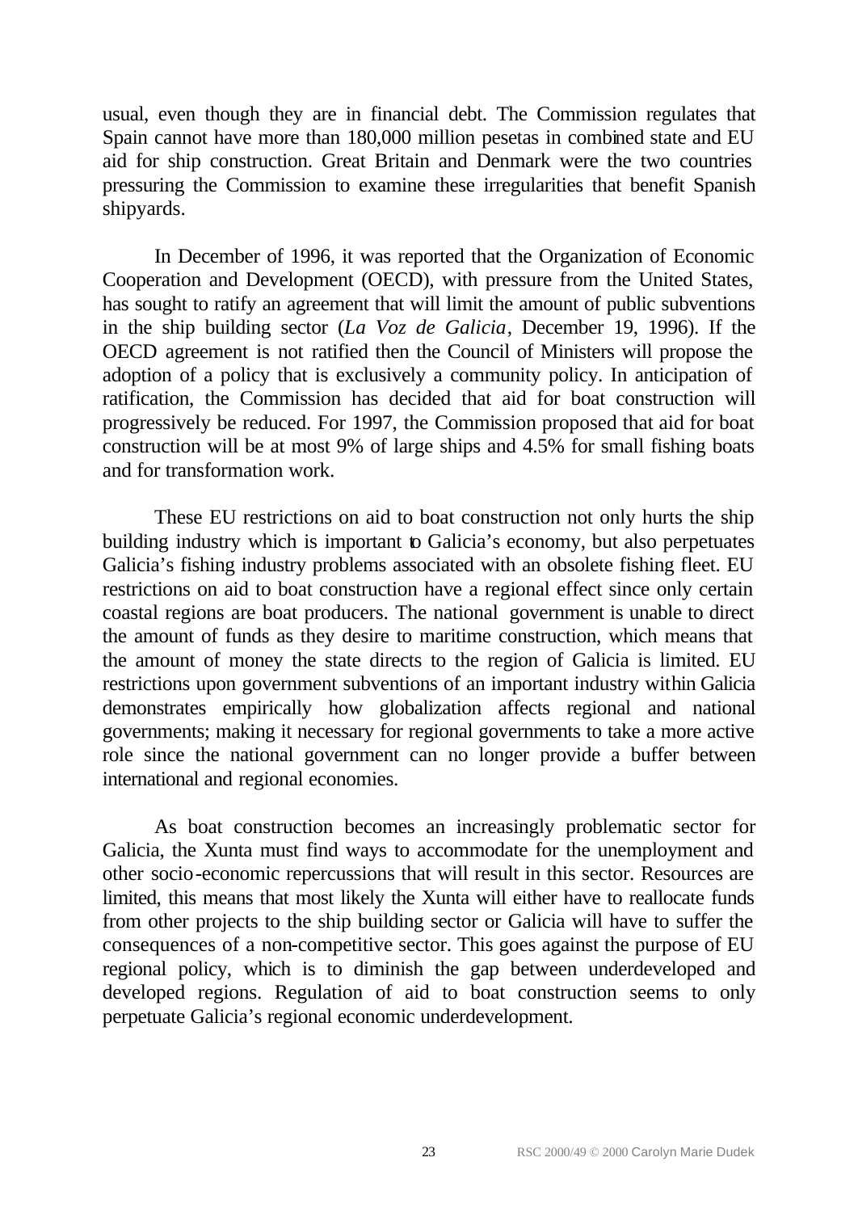usual, even though they are in financial debt. The Commission regulates that Spain cannot have more than 180,000 million pesetas in combined state and EU aid for ship construction. Great Britain and Denmark were the two countries pressuring the Commission to examine these irregularities that benefit Spanish shipyards.

In December of 1996, it was reported that the Organization of Economic Cooperation and Development (OECD), with pressure from the United States, has sought to ratify an agreement that will limit the amount of public subventions in the ship building sector (*La Voz de Galicia*, December 19, 1996). If the OECD agreement is not ratified then the Council of Ministers will propose the adoption of a policy that is exclusively a community policy. In anticipation of ratification, the Commission has decided that aid for boat construction will progressively be reduced. For 1997, the Commission proposed that aid for boat construction will be at most 9% of large ships and 4.5% for small fishing boats and for transformation work.

These EU restrictions on aid to boat construction not only hurts the ship building industry which is important to Galicia's economy, but also perpetuates Galicia's fishing industry problems associated with an obsolete fishing fleet. EU restrictions on aid to boat construction have a regional effect since only certain coastal regions are boat producers. The national government is unable to direct the amount of funds as they desire to maritime construction, which means that the amount of money the state directs to the region of Galicia is limited. EU restrictions upon government subventions of an important industry within Galicia demonstrates empirically how globalization affects regional and national governments; making it necessary for regional governments to take a more active role since the national government can no longer provide a buffer between international and regional economies.

As boat construction becomes an increasingly problematic sector for Galicia, the Xunta must find ways to accommodate for the unemployment and other socio-economic repercussions that will result in this sector. Resources are limited, this means that most likely the Xunta will either have to reallocate funds from other projects to the ship building sector or Galicia will have to suffer the consequences of a non-competitive sector. This goes against the purpose of EU regional policy, which is to diminish the gap between underdeveloped and developed regions. Regulation of aid to boat construction seems to only perpetuate Galicia's regional economic underdevelopment.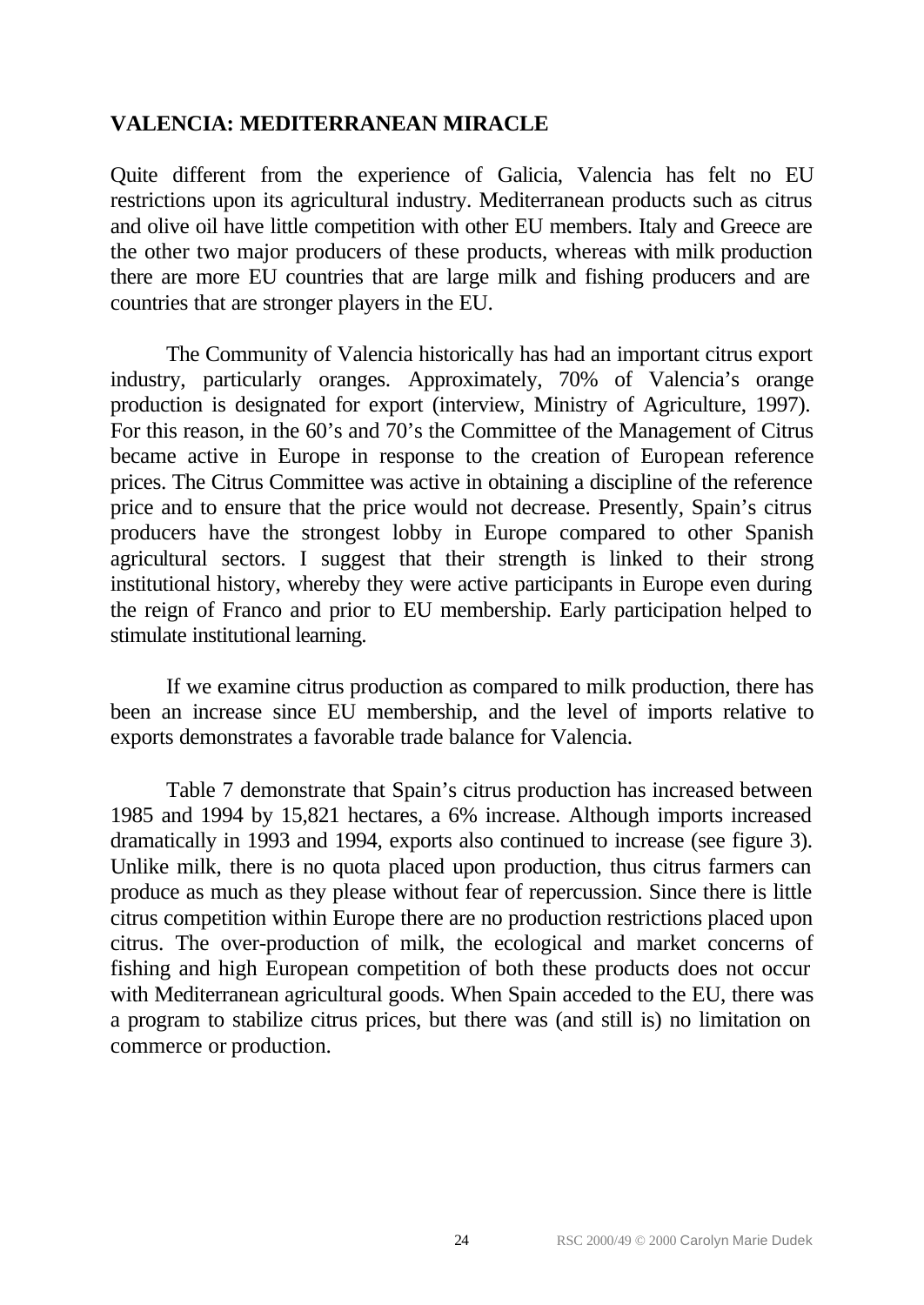## VALENCIA: MEDITERRANEAN MIRACLE

Quite different from the experience of Galicia, Valencia has felt no EU restrictions upon its agricultural industry. Mediterranean products such as citrus and olive oil have little competition with other EU members. Italy and Greece are the other two major producers of these products, whereas with milk production there are more EU countries that are large milk and fishing producers and are countries that are stronger players in the EU.

The Community of Valencia historically has had an important citrus export industry, particularly oranges. Approximately, 70% of Valencia's orange production is designated for export (interview, Ministry of Agriculture, 1997). For this reason, in the 60's and 70's the Committee of the Management of Citrus became active in Europe in response to the creation of European reference prices. The Citrus Committee was active in obtaining a discipline of the reference price and to ensure that the price would not decrease. Presently, Spain's citrus producers have the strongest lobby in Europe compared to other Spanish agricultural sectors. I suggest that their strength is linked to their strong institutional history, whereby they were active participants in Europe even during the reign of Franco and prior to EU membership. Early participation helped to stimulate institutional learning.

If we examine citrus production as compared to milk production, there has been an increase since EU membership, and the level of imports relative to exports demonstrates a favorable trade balance for Valencia.

Table 7 demonstrate that Spain's citrus production has increased between 1985 and 1994 by 15,821 hectares, a 6% increase. Although imports increased dramatically in 1993 and 1994, exports also continued to increase (see figure 3). Unlike milk, there is no quota placed upon production, thus citrus farmers can produce as much as they please without fear of repercussion. Since there is little citrus competition within Europe there are no production restrictions placed upon citrus. The over-production of milk, the ecological and market concerns of fishing and high European competition of both these products does not occur with Mediterranean agricultural goods. When Spain acceded to the EU, there was a program to stabilize citrus prices, but there was (and still is) no limitation on commerce or production.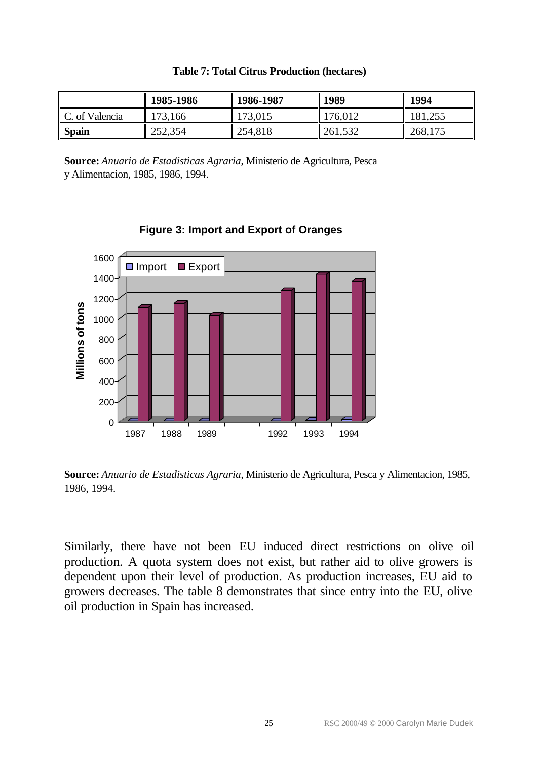**Table 7: Total Citrus Production (hectares)**

| | 1985-1986 | 1986-1987 | 1989 | 1994 |
|---|---|---|---|---|
| C. of Valencia | 173,166 | 173,015 | 176,012 | 181,255 |
| **Spain** | 252,354 | 254,818 | 261,532 | 268,175 |

**Source:** *Anuario de Estadisticas Agraria*, Ministerio de Agricultura, Pesca y Alimentacion, 1985, 1986, 1994.

**Figure 3: Import and Export of Oranges**

**Source:** *Anuario de Estadisticas Agraria*, Ministerio de Agricultura, Pesca y Alimentacion, 1985, 1986, 1994.

Similarly, there have not been EU induced direct restrictions on olive oil production. A quota system does not exist, but rather aid to olive growers is dependent upon their level of production. As production increases, EU aid to growers decreases. The table 8 demonstrates that since entry into the EU, olive oil production in Spain has increased.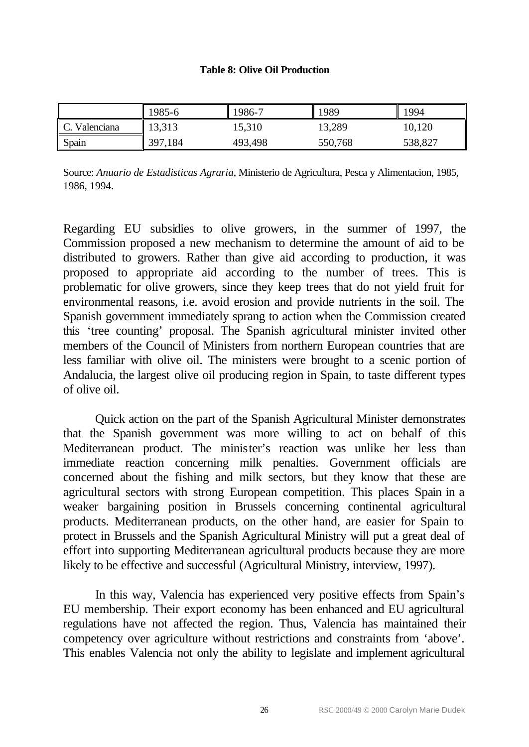**Table 8: Olive Oil Production**

| | 1985-6 | 1986-7 | 1989 | 1994 |
|---|---|---|---|---|
| C. Valenciana | 13,313 | 15,310 | 13,289 | 10,120 |
| Spain | 397,184 | 493,498 | 550,768 | 538,827 |

Source: *Anuario de Estadisticas Agraria*, Ministerio de Agricultura, Pesca y Alimentacion, 1985, 1986, 1994.

Regarding EU subsidies to olive growers, in the summer of 1997, the Commission proposed a new mechanism to determine the amount of aid to be distributed to growers. Rather than give aid according to production, it was proposed to appropriate aid according to the number of trees. This is problematic for olive growers, since they keep trees that do not yield fruit for environmental reasons, i.e. avoid erosion and provide nutrients in the soil. The Spanish government immediately sprang to action when the Commission created this 'tree counting' proposal. The Spanish agricultural minister invited other members of the Council of Ministers from northern European countries that are less familiar with olive oil. The ministers were brought to a scenic portion of Andalucia, the largest olive oil producing region in Spain, to taste different types of olive oil.

Quick action on the part of the Spanish Agricultural Minister demonstrates that the Spanish government was more willing to act on behalf of this Mediterranean product. The minister's reaction was unlike her less than immediate reaction concerning milk penalties. Government officials are concerned about the fishing and milk sectors, but they know that these are agricultural sectors with strong European competition. This places Spain in a weaker bargaining position in Brussels concerning continental agricultural products. Mediterranean products, on the other hand, are easier for Spain to protect in Brussels and the Spanish Agricultural Ministry will put a great deal of effort into supporting Mediterranean agricultural products because they are more likely to be effective and successful (Agricultural Ministry, interview, 1997).

In this way, Valencia has experienced very positive effects from Spain's EU membership. Their export economy has been enhanced and EU agricultural regulations have not affected the region. Thus, Valencia has maintained their competency over agriculture without restrictions and constraints from 'above'. This enables Valencia not only the ability to legislate and implement agricultural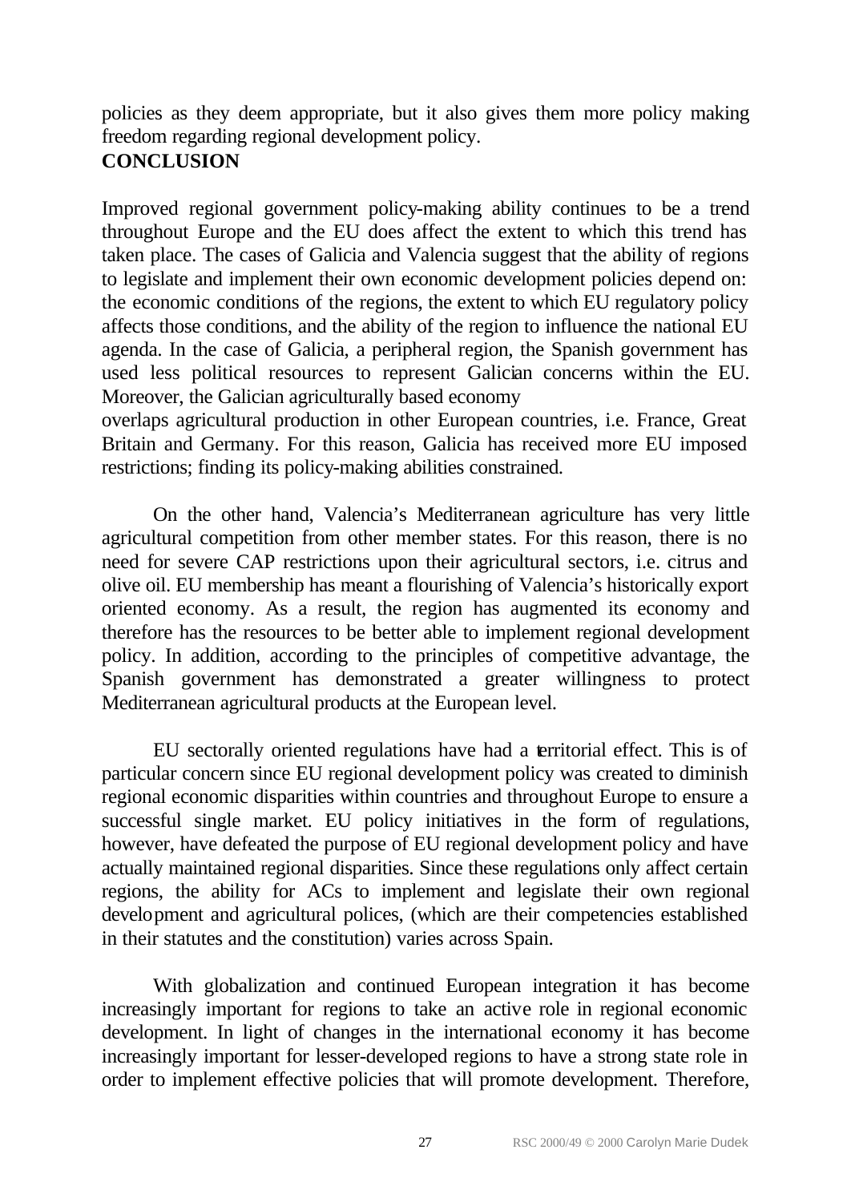policies as they deem appropriate, but it also gives them more policy making freedom regarding regional development policy.

## CONCLUSION

Improved regional government policy-making ability continues to be a trend throughout Europe and the EU does affect the extent to which this trend has taken place. The cases of Galicia and Valencia suggest that the ability of regions to legislate and implement their own economic development policies depend on: the economic conditions of the regions, the extent to which EU regulatory policy affects those conditions, and the ability of the region to influence the national EU agenda. In the case of Galicia, a peripheral region, the Spanish government has used less political resources to represent Galician concerns within the EU. Moreover, the Galician agriculturally based economy overlaps agricultural production in other European countries, i.e. France, Great Britain and Germany. For this reason, Galicia has received more EU imposed restrictions; finding its policy-making abilities constrained.

On the other hand, Valencia's Mediterranean agriculture has very little agricultural competition from other member states. For this reason, there is no need for severe CAP restrictions upon their agricultural sectors, i.e. citrus and olive oil. EU membership has meant a flourishing of Valencia's historically export oriented economy. As a result, the region has augmented its economy and therefore has the resources to be better able to implement regional development policy. In addition, according to the principles of competitive advantage, the Spanish government has demonstrated a greater willingness to protect Mediterranean agricultural products at the European level.

EU sectorally oriented regulations have had a territorial effect. This is of particular concern since EU regional development policy was created to diminish regional economic disparities within countries and throughout Europe to ensure a successful single market. EU policy initiatives in the form of regulations, however, have defeated the purpose of EU regional development policy and have actually maintained regional disparities. Since these regulations only affect certain regions, the ability for ACs to implement and legislate their own regional development and agricultural polices, (which are their competencies established in their statutes and the constitution) varies across Spain.

With globalization and continued European integration it has become increasingly important for regions to take an active role in regional economic development. In light of changes in the international economy it has become increasingly important for lesser-developed regions to have a strong state role in order to implement effective policies that will promote development. Therefore,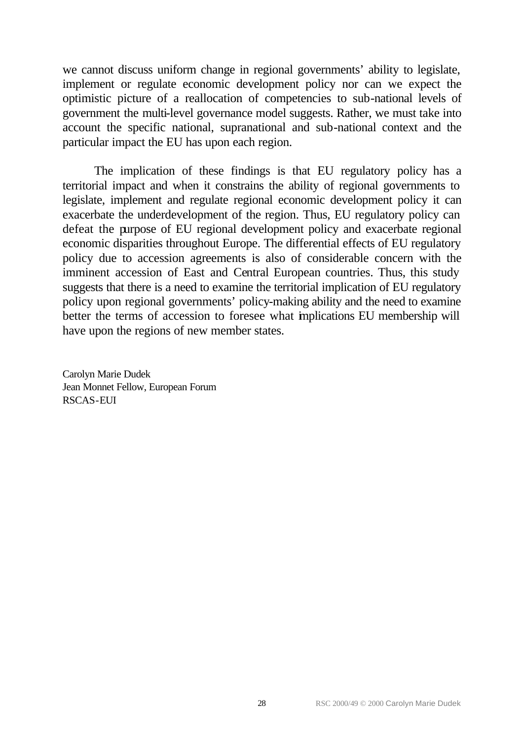we cannot discuss uniform change in regional governments' ability to legislate, implement or regulate economic development policy nor can we expect the optimistic picture of a reallocation of competencies to sub-national levels of government the multi-level governance model suggests. Rather, we must take into account the specific national, supranational and sub-national context and the particular impact the EU has upon each region.

The implication of these findings is that EU regulatory policy has a territorial impact and when it constrains the ability of regional governments to legislate, implement and regulate regional economic development policy it can exacerbate the underdevelopment of the region. Thus, EU regulatory policy can defeat the purpose of EU regional development policy and exacerbate regional economic disparities throughout Europe. The differential effects of EU regulatory policy due to accession agreements is also of considerable concern with the imminent accession of East and Central European countries. Thus, this study suggests that there is a need to examine the territorial implication of EU regulatory policy upon regional governments' policy-making ability and the need to examine better the terms of accession to foresee what implications EU membership will have upon the regions of new member states.

Carolyn Marie Dudek
Jean Monnet Fellow, European Forum
RSCAS-EUI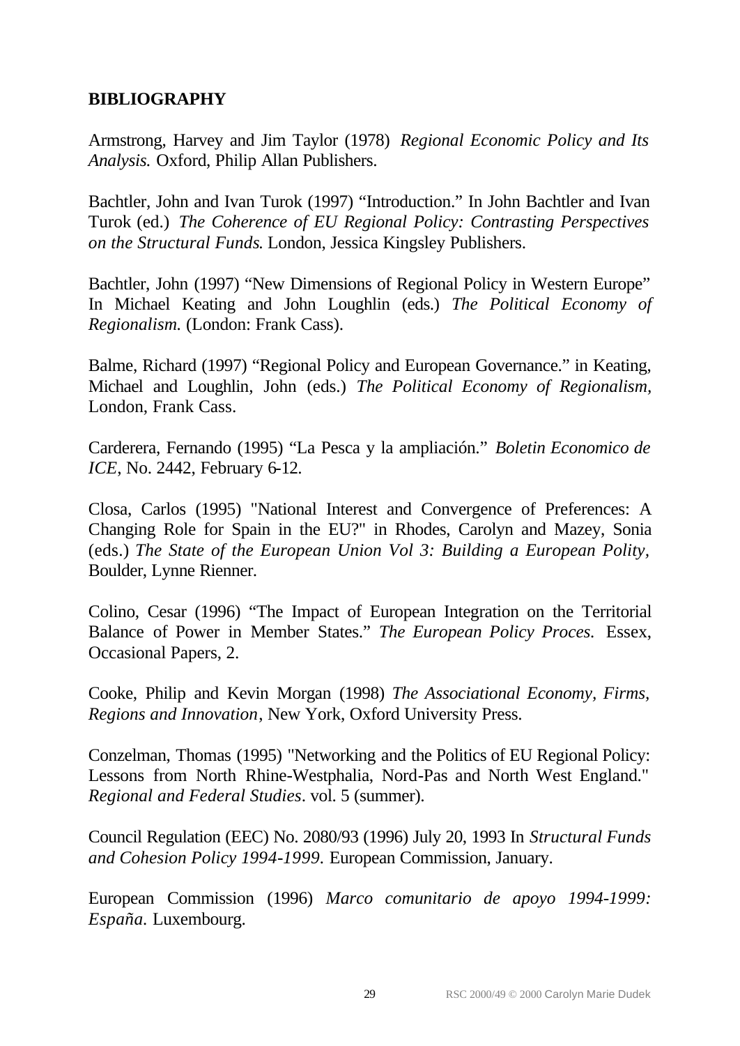## BIBLIOGRAPHY

Armstrong, Harvey and Jim Taylor (1978) *Regional Economic Policy and Its Analysis.* Oxford, Philip Allan Publishers.

Bachtler, John and Ivan Turok (1997) "Introduction." In John Bachtler and Ivan Turok (ed.) *The Coherence of EU Regional Policy: Contrasting Perspectives on the Structural Funds*. London, Jessica Kingsley Publishers.

Bachtler, John (1997) "New Dimensions of Regional Policy in Western Europe" In Michael Keating and John Loughlin (eds.) *The Political Economy of Regionalism.* (London: Frank Cass).

Balme, Richard (1997) "Regional Policy and European Governance." in Keating, Michael and Loughlin, John (eds.) *The Political Economy of Regionalism,* London, Frank Cass.

Carderera, Fernando (1995) "La Pesca y la ampliación." *Boletin Economico de ICE*, No. 2442, February 6-12.

Closa, Carlos (1995) "National Interest and Convergence of Preferences: A Changing Role for Spain in the EU?" in Rhodes, Carolyn and Mazey, Sonia (eds.) *The State of the European Union Vol 3: Building a European Polity,* Boulder, Lynne Rienner.

Colino, Cesar (1996) "The Impact of European Integration on the Territorial Balance of Power in Member States." *The European Policy Proces.* Essex, Occasional Papers, 2.

Cooke, Philip and Kevin Morgan (1998) *The Associational Economy, Firms, Regions and Innovation*, New York, Oxford University Press.

Conzelman, Thomas (1995) "Networking and the Politics of EU Regional Policy: Lessons from North Rhine-Westphalia, Nord-Pas and North West England." *Regional and Federal Studies*. vol. 5 (summer).

Council Regulation (EEC) No. 2080/93 (1996) July 20, 1993 In *Structural Funds and Cohesion Policy 1994-1999.* European Commission, January.

European Commission (1996) *Marco comunitario de apoyo 1994-1999: España.* Luxembourg.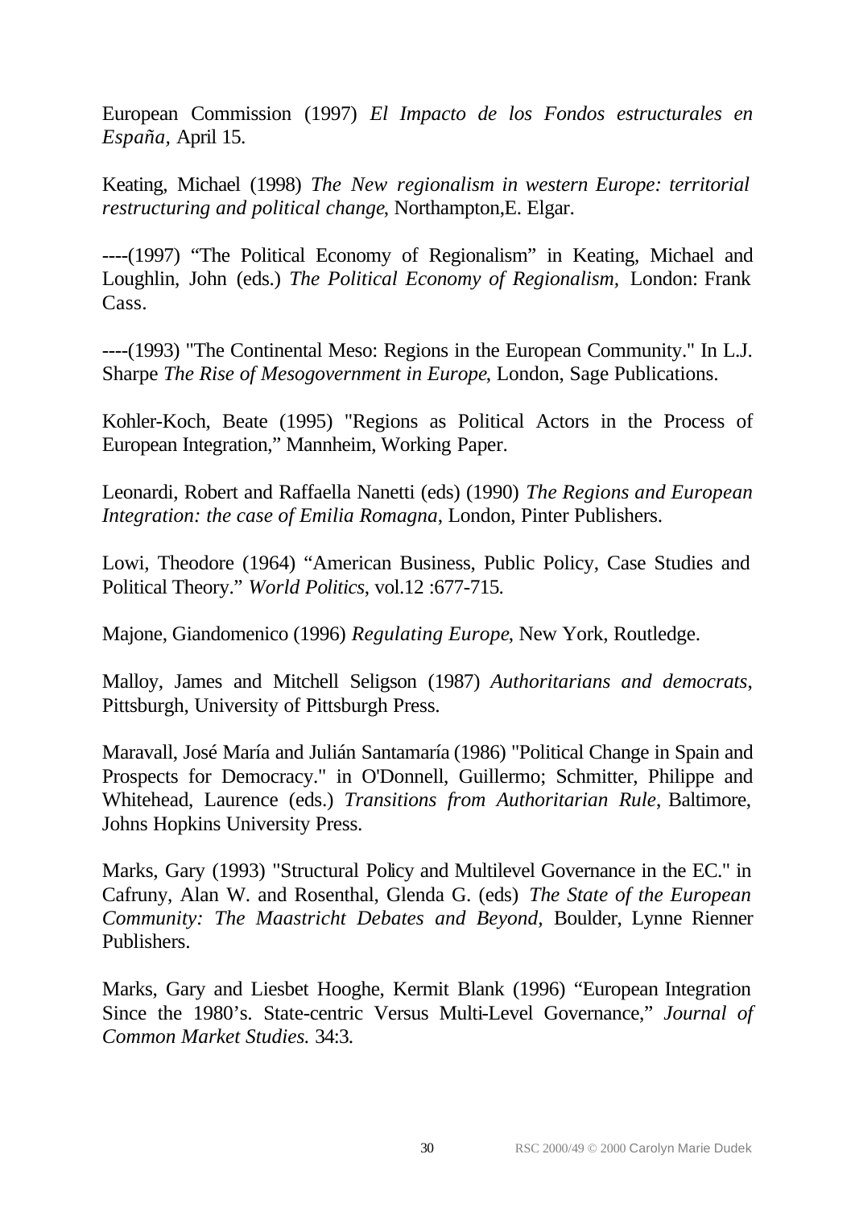European Commission (1997) *El Impacto de los Fondos estructurales en España*, April 15.

Keating, Michael (1998) *The New regionalism in western Europe: territorial restructuring and political change*, Northampton,E. Elgar.

----(1997) "The Political Economy of Regionalism" in Keating, Michael and Loughlin, John (eds.) *The Political Economy of Regionalism,* London: Frank Cass.

----(1993) "The Continental Meso: Regions in the European Community." In L.J. Sharpe *The Rise of Mesogovernment in Europe*, London, Sage Publications.

Kohler-Koch, Beate (1995) "Regions as Political Actors in the Process of European Integration," Mannheim, Working Paper.

Leonardi, Robert and Raffaella Nanetti (eds) (1990) *The Regions and European Integration: the case of Emilia Romagna*, London, Pinter Publishers.

Lowi, Theodore (1964) "American Business, Public Policy, Case Studies and Political Theory." *World Politics*, vol.12 :677-715.

Majone, Giandomenico (1996) *Regulating Europe*, New York, Routledge.

Malloy, James and Mitchell Seligson (1987) *Authoritarians and democrats*, Pittsburgh, University of Pittsburgh Press.

Maravall, José María and Julián Santamaría (1986) "Political Change in Spain and Prospects for Democracy." in O'Donnell, Guillermo; Schmitter, Philippe and Whitehead, Laurence (eds.) *Transitions from Authoritarian Rule*, Baltimore, Johns Hopkins University Press.

Marks, Gary (1993) "Structural Policy and Multilevel Governance in the EC." in Cafruny, Alan W. and Rosenthal, Glenda G. (eds) *The State of the European Community: The Maastricht Debates and Beyond,* Boulder, Lynne Rienner Publishers.

Marks, Gary and Liesbet Hooghe, Kermit Blank (1996) "European Integration Since the 1980's. State-centric Versus Multi-Level Governance," *Journal of Common Market Studies.* 34:3.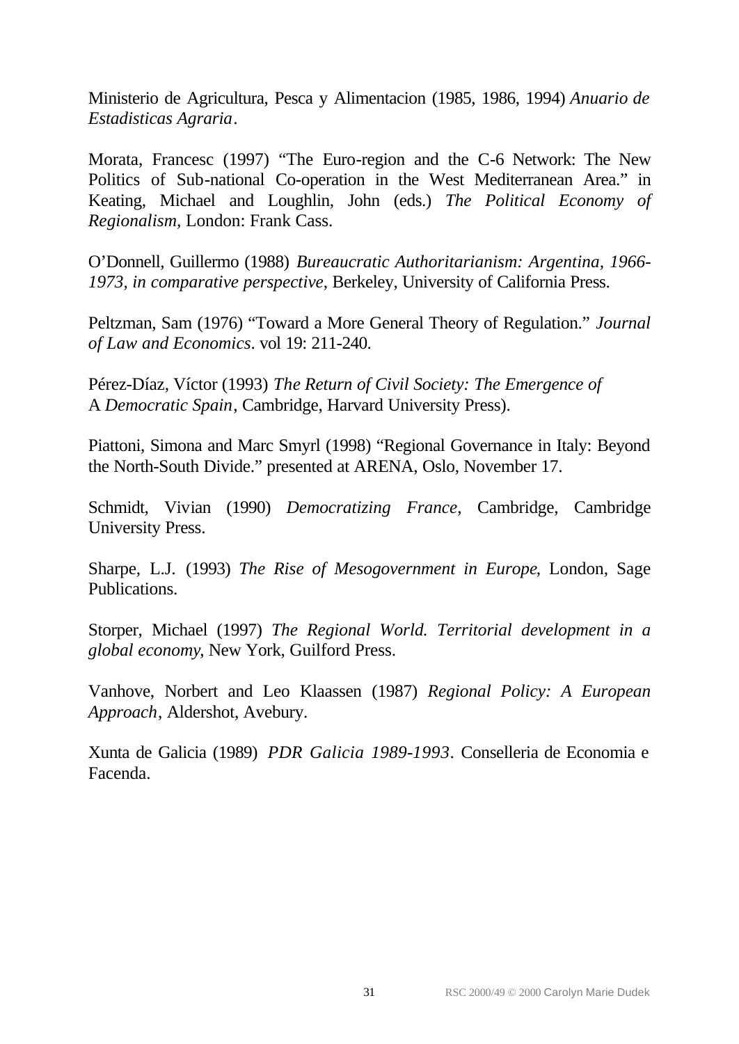Ministerio de Agricultura, Pesca y Alimentacion (1985, 1986, 1994) *Anuario de Estadisticas Agraria*.

Morata, Francesc (1997) "The Euro-region and the C-6 Network: The New Politics of Sub-national Co-operation in the West Mediterranean Area." in Keating, Michael and Loughlin, John (eds.) *The Political Economy of Regionalism*, London: Frank Cass.

O'Donnell, Guillermo (1988) *Bureaucratic Authoritarianism: Argentina, 1966-1973, in comparative perspective*, Berkeley, University of California Press.

Peltzman, Sam (1976) "Toward a More General Theory of Regulation." *Journal of Law and Economics*. vol 19: 211-240.

Pérez-Díaz, Víctor (1993) *The Return of Civil Society: The Emergence of A Democratic Spain*, Cambridge, Harvard University Press).

Piattoni, Simona and Marc Smyrl (1998) "Regional Governance in Italy: Beyond the North-South Divide." presented at ARENA, Oslo, November 17.

Schmidt, Vivian (1990) *Democratizing France*, Cambridge, Cambridge University Press.

Sharpe, L.J. (1993) *The Rise of Mesogovernment in Europe*, London, Sage Publications.

Storper, Michael (1997) *The Regional World. Territorial development in a global economy*, New York, Guilford Press.

Vanhove, Norbert and Leo Klaassen (1987) *Regional Policy: A European Approach*, Aldershot, Avebury.

Xunta de Galicia (1989) *PDR Galicia 1989-1993*. Conselleria de Economia e Facenda.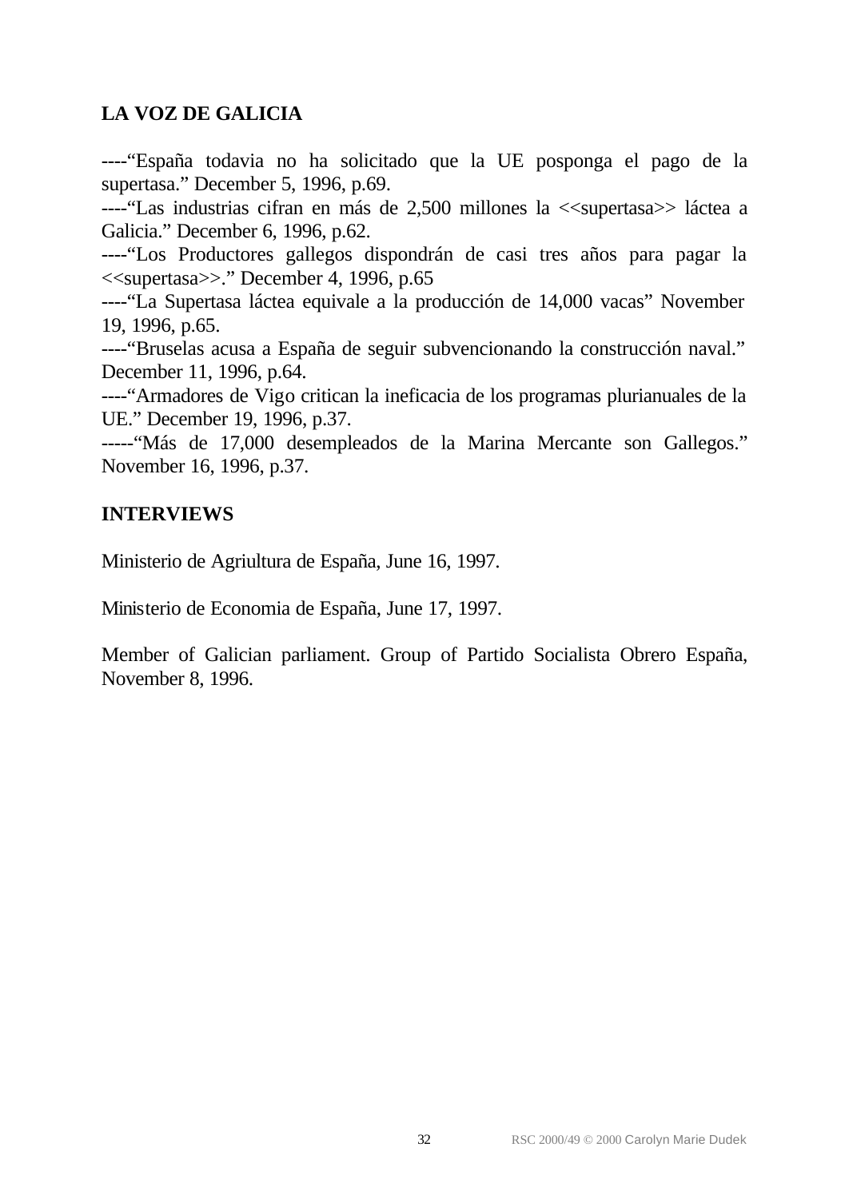**LA VOZ DE GALICIA**

----“España todavia no ha solicitado que la UE posponga el pago de la supertasa.” December 5, 1996, p.69.
----“Las industrias cifran en más de 2,500 millones la <<supertasa>> láctea a Galicia.” December 6, 1996, p.62.
----“Los Productores gallegos dispondrán de casi tres años para pagar la <<supertasa>>.” December 4, 1996, p.65
----“La Supertasa láctea equivale a la producción de 14,000 vacas” November 19, 1996, p.65.
----“Bruselas acusa a España de seguir subvencionando la construcción naval.” December 11, 1996, p.64.
----“Armadores de Vigo critican la ineficacia de los programas plurianuales de la UE.” December 19, 1996, p.37.
-----“Más de 17,000 desempleados de la Marina Mercante son Gallegos.” November 16, 1996, p.37.

**INTERVIEWS**

Ministerio de Agriultura de España, June 16, 1997.

Ministerio de Economia de España, June 17, 1997.

Member of Galician parliament. Group of Partido Socialista Obrero España, November 8, 1996.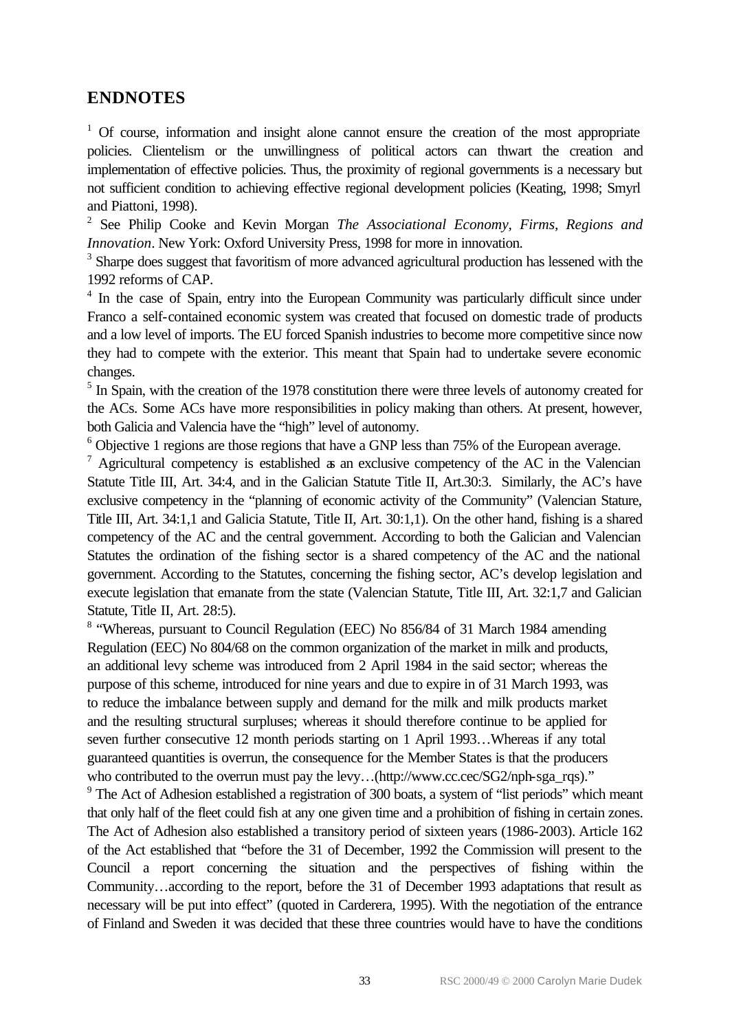## ENDNOTES

[1] Of course, information and insight alone cannot ensure the creation of the most appropriate policies. Clientelism or the unwillingness of political actors can thwart the creation and implementation of effective policies. Thus, the proximity of regional governments is a necessary but not sufficient condition to achieving effective regional development policies (Keating, 1998; Smyrl and Piattoni, 1998).

[2] See Philip Cooke and Kevin Morgan *The Associational Economy, Firms, Regions and Innovation*. New York: Oxford University Press, 1998 for more in innovation.

[3] Sharpe does suggest that favoritism of more advanced agricultural production has lessened with the 1992 reforms of CAP.

[4] In the case of Spain, entry into the European Community was particularly difficult since under Franco a self-contained economic system was created that focused on domestic trade of products and a low level of imports. The EU forced Spanish industries to become more competitive since now they had to compete with the exterior. This meant that Spain had to undertake severe economic changes.

[5] In Spain, with the creation of the 1978 constitution there were three levels of autonomy created for the ACs. Some ACs have more responsibilities in policy making than others. At present, however, both Galicia and Valencia have the "high" level of autonomy.

[6] Objective 1 regions are those regions that have a GNP less than 75% of the European average.

[7] Agricultural competency is established as an exclusive competency of the AC in the Valencian Statute Title III, Art. 34:4, and in the Galician Statute Title II, Art.30:3. Similarly, the AC's have exclusive competency in the "planning of economic activity of the Community" (Valencian Stature, Title III, Art. 34:1,1 and Galicia Statute, Title II, Art. 30:1,1). On the other hand, fishing is a shared competency of the AC and the central government. According to both the Galician and Valencian Statutes the ordination of the fishing sector is a shared competency of the AC and the national government. According to the Statutes, concerning the fishing sector, AC's develop legislation and execute legislation that emanate from the state (Valencian Statute, Title III, Art. 32:1,7 and Galician Statute, Title II, Art. 28:5).

[8] "Whereas, pursuant to Council Regulation (EEC) No 856/84 of 31 March 1984 amending Regulation (EEC) No 804/68 on the common organization of the market in milk and products, an additional levy scheme was introduced from 2 April 1984 in the said sector; whereas the purpose of this scheme, introduced for nine years and due to expire in of 31 March 1993, was to reduce the imbalance between supply and demand for the milk and milk products market and the resulting structural surpluses; whereas it should therefore continue to be applied for seven further consecutive 12 month periods starting on 1 April 1993…Whereas if any total guaranteed quantities is overrun, the consequence for the Member States is that the producers who contributed to the overrun must pay the levy…(http://www.cc.cec/SG2/nph-sga_rqs)."

[9] The Act of Adhesion established a registration of 300 boats, a system of "list periods" which meant that only half of the fleet could fish at any one given time and a prohibition of fishing in certain zones. The Act of Adhesion also established a transitory period of sixteen years (1986-2003). Article 162 of the Act established that "before the 31 of December, 1992 the Commission will present to the Council a report concerning the situation and the perspectives of fishing within the Community…according to the report, before the 31 of December 1993 adaptations that result as necessary will be put into effect" (quoted in Carderera, 1995). With the negotiation of the entrance of Finland and Sweden it was decided that these three countries would have to have the conditions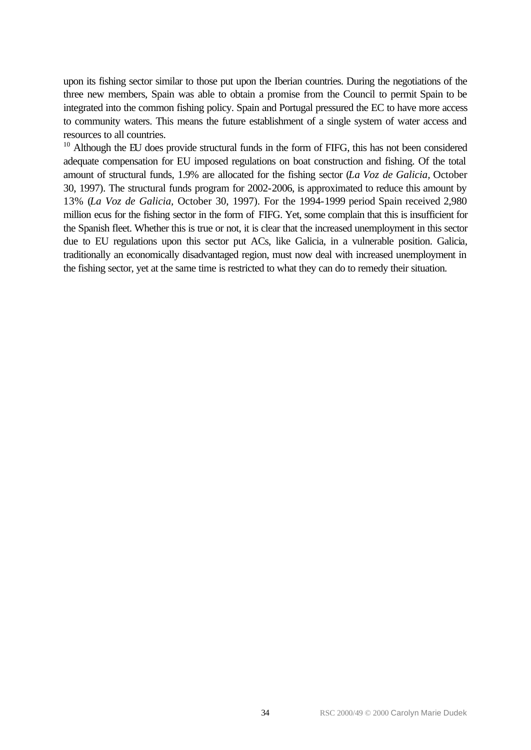upon its fishing sector similar to those put upon the Iberian countries. During the negotiations of the three new members, Spain was able to obtain a promise from the Council to permit Spain to be integrated into the common fishing policy. Spain and Portugal pressured the EC to have more access to community waters. This means the future establishment of a single system of water access and resources to all countries.

[10] Although the EU does provide structural funds in the form of FIFG, this has not been considered adequate compensation for EU imposed regulations on boat construction and fishing. Of the total amount of structural funds, 1.9% are allocated for the fishing sector (*La Voz de Galicia*, October 30, 1997). The structural funds program for 2002-2006, is approximated to reduce this amount by 13% (*La Voz de Galicia*, October 30, 1997). For the 1994-1999 period Spain received 2,980 million ecus for the fishing sector in the form of FIFG. Yet, some complain that this is insufficient for the Spanish fleet. Whether this is true or not, it is clear that the increased unemployment in this sector due to EU regulations upon this sector put ACs, like Galicia, in a vulnerable position. Galicia, traditionally an economically disadvantaged region, must now deal with increased unemployment in the fishing sector, yet at the same time is restricted to what they can do to remedy their situation.